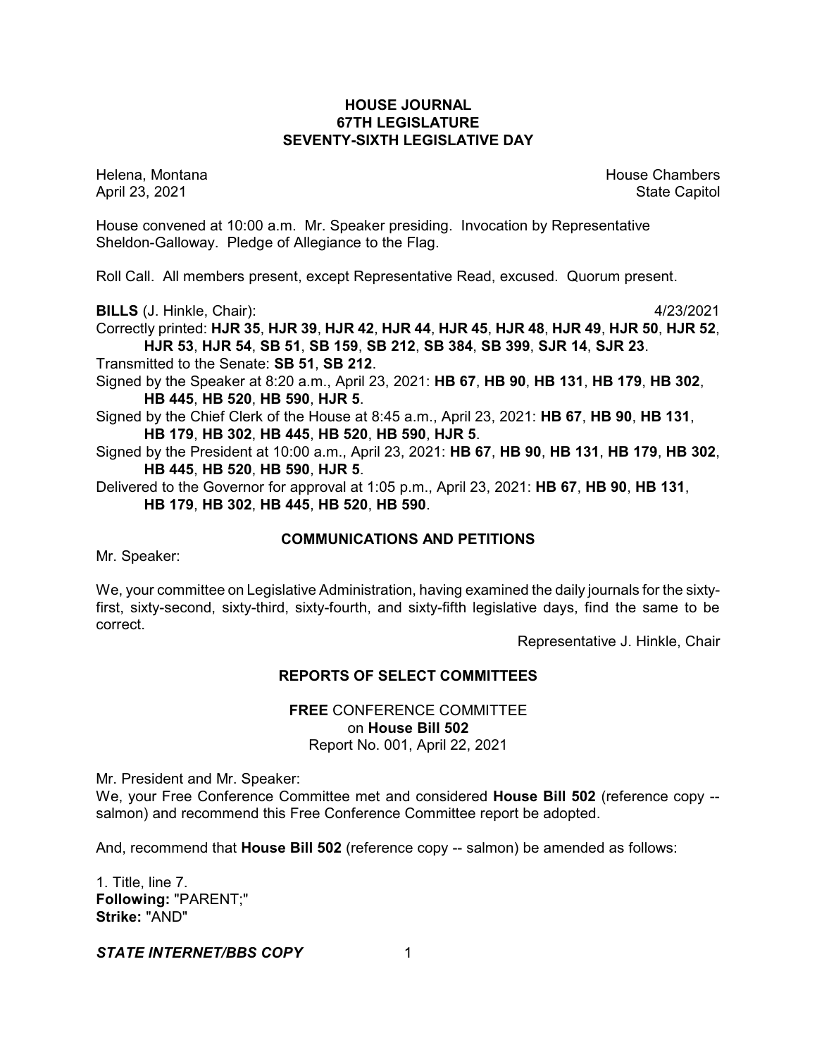**HOUSE JOURNAL**
**67TH LEGISLATURE**
**SEVENTY-SIXTH LEGISLATIVE DAY**

Helena, Montana House Chambers
April 23, 2021 State Capitol

House convened at 10:00 a.m. Mr. Speaker presiding. Invocation by Representative Sheldon-Galloway. Pledge of Allegiance to the Flag.

Roll Call. All members present, except Representative Read, excused. Quorum present.

**BILLS** (J. Hinkle, Chair): 4/23/2021

Correctly printed: **HJR 35**, **HJR 39**, **HJR 42**, **HJR 44**, **HJR 45**, **HJR 48**, **HJR 49**, **HJR 50**, **HJR 52**, **HJR 53**, **HJR 54**, **SB 51**, **SB 159**, **SB 212**, **SB 384**, **SB 399**, **SJR 14**, **SJR 23**.

Transmitted to the Senate: **SB 51**, **SB 212**.

Signed by the Speaker at 8:20 a.m., April 23, 2021: **HB 67**, **HB 90**, **HB 131**, **HB 179**, **HB 302**, **HB 445**, **HB 520**, **HB 590**, **HJR 5**.

Signed by the Chief Clerk of the House at 8:45 a.m., April 23, 2021: **HB 67**, **HB 90**, **HB 131**, **HB 179**, **HB 302**, **HB 445**, **HB 520**, **HB 590**, **HJR 5**.

Signed by the President at 10:00 a.m., April 23, 2021: **HB 67**, **HB 90**, **HB 131**, **HB 179**, **HB 302**, **HB 445**, **HB 520**, **HB 590**, **HJR 5**.

Delivered to the Governor for approval at 1:05 p.m., April 23, 2021: **HB 67**, **HB 90**, **HB 131**, **HB 179**, **HB 302**, **HB 445**, **HB 520**, **HB 590**.

## COMMUNICATIONS AND PETITIONS

Mr. Speaker:

We, your committee on Legislative Administration, having examined the daily journals for the sixty-first, sixty-second, sixty-third, sixty-fourth, and sixty-fifth legislative days, find the same to be correct.

Representative J. Hinkle, Chair

## REPORTS OF SELECT COMMITTEES

**FREE** CONFERENCE COMMITTEE
on **House Bill 502**
Report No. 001, April 22, 2021

Mr. President and Mr. Speaker:

We, your Free Conference Committee met and considered **House Bill 502** (reference copy -- salmon) and recommend this Free Conference Committee report be adopted.

And, recommend that **House Bill 502** (reference copy -- salmon) be amended as follows:

1. Title, line 7.
**Following:** "PARENT;"
**Strike:** "AND"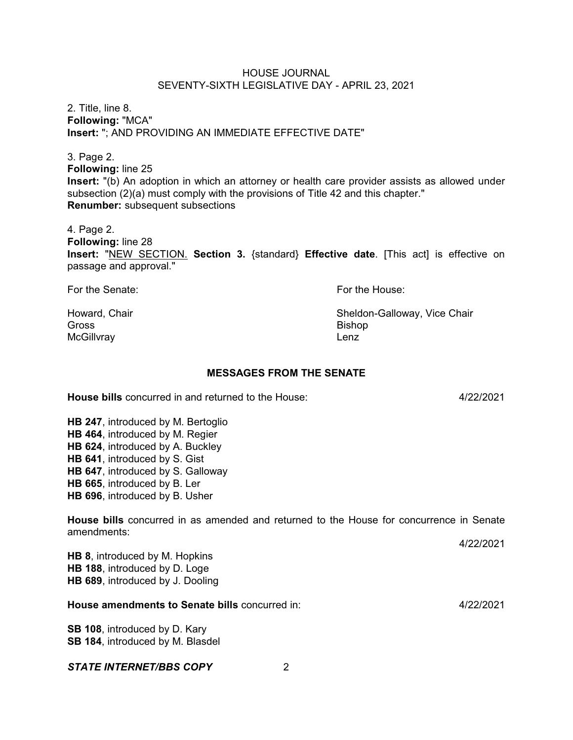2. Title, line 8.
**Following:** "MCA"
**Insert:** "; AND PROVIDING AN IMMEDIATE EFFECTIVE DATE"

3. Page 2.
**Following:** line 25
**Insert:** "(b) An adoption in which an attorney or health care provider assists as allowed under subsection (2)(a) must comply with the provisions of Title 42 and this chapter."
**Renumber:** subsequent subsections

4. Page 2.
**Following:** line 28
**Insert:** "NEW SECTION. **Section 3.** {standard} **Effective date**. [This act] is effective on passage and approval."

| For the Senate: | For the House: |
|---|---|
| Howard, Chair | Sheldon-Galloway, Vice Chair |
| Gross | Bishop |
| McGillvray | Lenz |

## MESSAGES FROM THE SENATE

**House bills** concurred in and returned to the House: 4/22/2021

**HB 247**, introduced by M. Bertoglio
**HB 464**, introduced by M. Regier
**HB 624**, introduced by A. Buckley
**HB 641**, introduced by S. Gist
**HB 647**, introduced by S. Galloway
**HB 665**, introduced by B. Ler
**HB 696**, introduced by B. Usher

**House bills** concurred in as amended and returned to the House for concurrence in Senate amendments: 4/22/2021

**HB 8**, introduced by M. Hopkins
**HB 188**, introduced by D. Loge
**HB 689**, introduced by J. Dooling

**House amendments to Senate bills** concurred in: 4/22/2021

**SB 108**, introduced by D. Kary
**SB 184**, introduced by M. Blasdel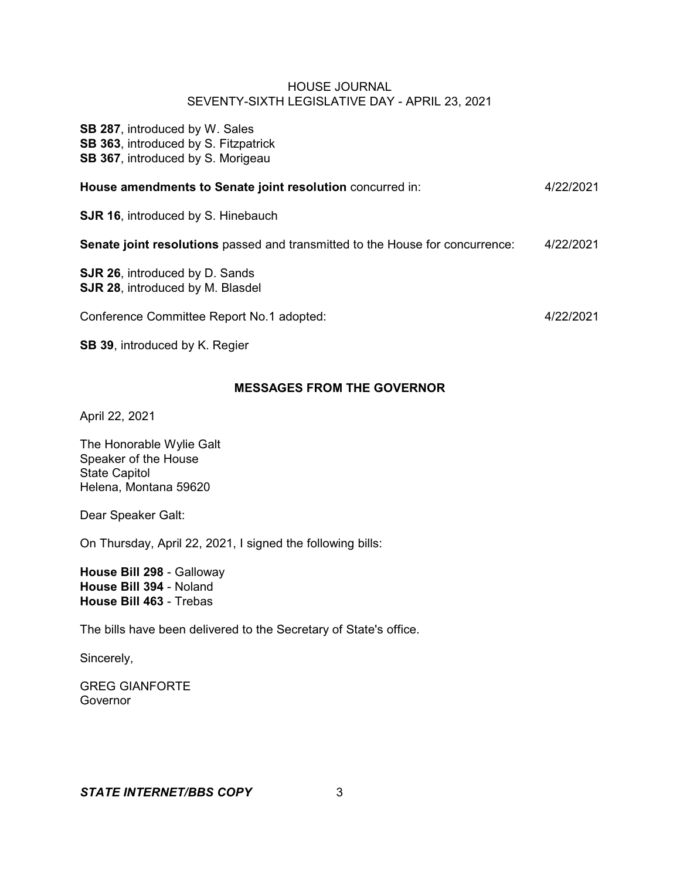**SB 287**, introduced by W. Sales
**SB 363**, introduced by S. Fitzpatrick
**SB 367**, introduced by S. Morigeau

**House amendments to Senate joint resolution** concurred in: 4/22/2021

**SJR 16**, introduced by S. Hinebauch

**Senate joint resolutions** passed and transmitted to the House for concurrence: 4/22/2021

**SJR 26**, introduced by D. Sands
**SJR 28**, introduced by M. Blasdel

Conference Committee Report No.1 adopted: 4/22/2021

**SB 39**, introduced by K. Regier

## MESSAGES FROM THE GOVERNOR

April 22, 2021

The Honorable Wylie Galt
Speaker of the House
State Capitol
Helena, Montana 59620

Dear Speaker Galt:

On Thursday, April 22, 2021, I signed the following bills:

**House Bill 298** - Galloway
**House Bill 394** - Noland
**House Bill 463** - Trebas

The bills have been delivered to the Secretary of State's office.

Sincerely,

GREG GIANFORTE
Governor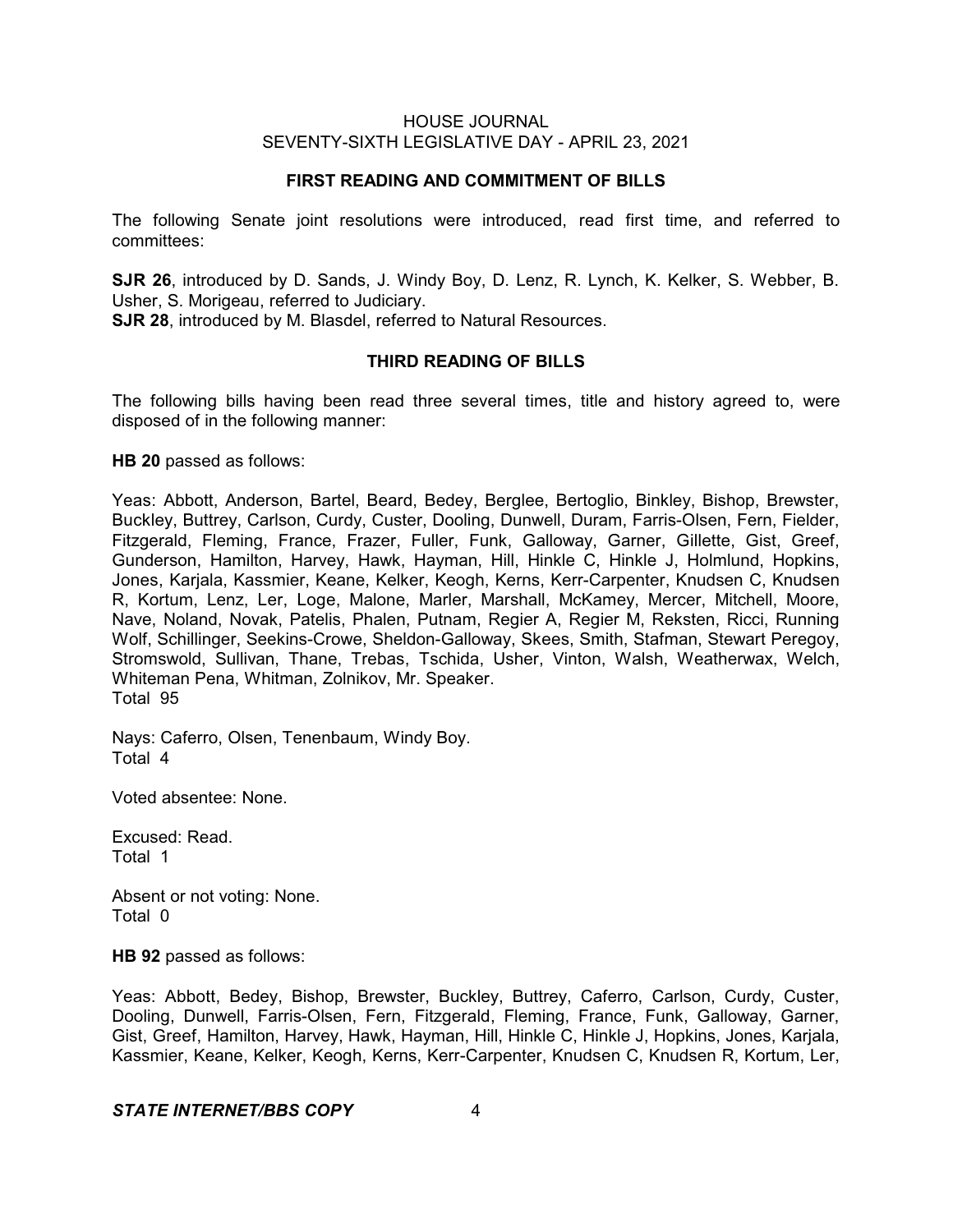**FIRST READING AND COMMITMENT OF BILLS**

The following Senate joint resolutions were introduced, read first time, and referred to committees:

**SJR 26**, introduced by D. Sands, J. Windy Boy, D. Lenz, R. Lynch, K. Kelker, S. Webber, B. Usher, S. Morigeau, referred to Judiciary.
**SJR 28**, introduced by M. Blasdel, referred to Natural Resources.

**THIRD READING OF BILLS**

The following bills having been read three several times, title and history agreed to, were disposed of in the following manner:

**HB 20** passed as follows:

Yeas: Abbott, Anderson, Bartel, Beard, Bedey, Berglee, Bertoglio, Binkley, Bishop, Brewster, Buckley, Buttrey, Carlson, Curdy, Custer, Dooling, Dunwell, Duram, Farris-Olsen, Fern, Fielder, Fitzgerald, Fleming, France, Frazer, Fuller, Funk, Galloway, Garner, Gillette, Gist, Greef, Gunderson, Hamilton, Harvey, Hawk, Hayman, Hill, Hinkle C, Hinkle J, Holmlund, Hopkins, Jones, Karjala, Kassmier, Keane, Kelker, Keogh, Kerns, Kerr-Carpenter, Knudsen C, Knudsen R, Kortum, Lenz, Ler, Loge, Malone, Marler, Marshall, McKamey, Mercer, Mitchell, Moore, Nave, Noland, Novak, Patelis, Phalen, Putnam, Regier A, Regier M, Reksten, Ricci, Running Wolf, Schillinger, Seekins-Crowe, Sheldon-Galloway, Skees, Smith, Stafman, Stewart Peregoy, Stromswold, Sullivan, Thane, Trebas, Tschida, Usher, Vinton, Walsh, Weatherwax, Welch, Whiteman Pena, Whitman, Zolnikov, Mr. Speaker.
Total 95

Nays: Caferro, Olsen, Tenenbaum, Windy Boy.
Total 4

Voted absentee: None.

Excused: Read.
Total 1

Absent or not voting: None.
Total 0

**HB 92** passed as follows:

Yeas: Abbott, Bedey, Bishop, Brewster, Buckley, Buttrey, Caferro, Carlson, Curdy, Custer, Dooling, Dunwell, Farris-Olsen, Fern, Fitzgerald, Fleming, France, Funk, Galloway, Garner, Gist, Greef, Hamilton, Harvey, Hawk, Hayman, Hill, Hinkle C, Hinkle J, Hopkins, Jones, Karjala, Kassmier, Keane, Kelker, Keogh, Kerns, Kerr-Carpenter, Knudsen C, Knudsen R, Kortum, Ler,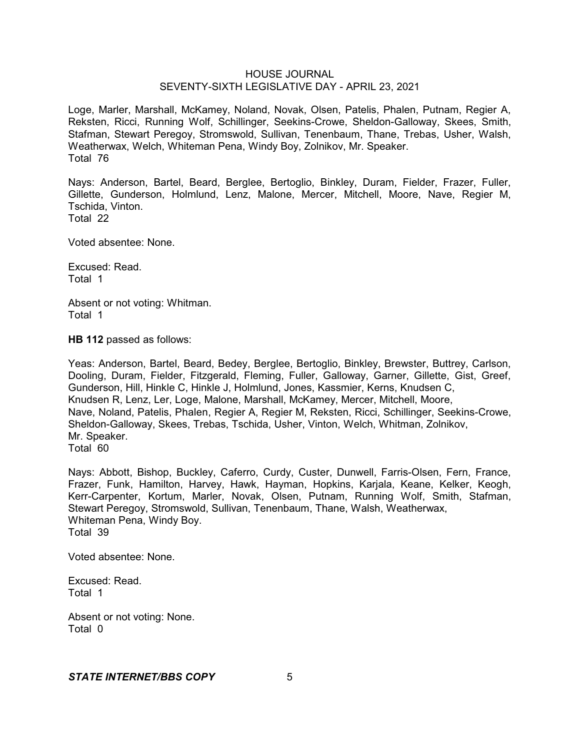Loge, Marler, Marshall, McKamey, Noland, Novak, Olsen, Patelis, Phalen, Putnam, Regier A, Reksten, Ricci, Running Wolf, Schillinger, Seekins-Crowe, Sheldon-Galloway, Skees, Smith, Stafman, Stewart Peregoy, Stromswold, Sullivan, Tenenbaum, Thane, Trebas, Usher, Walsh, Weatherwax, Welch, Whiteman Pena, Windy Boy, Zolnikov, Mr. Speaker.
Total 76

Nays: Anderson, Bartel, Beard, Berglee, Bertoglio, Binkley, Duram, Fielder, Frazer, Fuller, Gillette, Gunderson, Holmlund, Lenz, Malone, Mercer, Mitchell, Moore, Nave, Regier M, Tschida, Vinton.
Total 22

Voted absentee: None.

Excused: Read.
Total 1

Absent or not voting: Whitman.
Total 1

**HB 112** passed as follows:

Yeas: Anderson, Bartel, Beard, Bedey, Berglee, Bertoglio, Binkley, Brewster, Buttrey, Carlson, Dooling, Duram, Fielder, Fitzgerald, Fleming, Fuller, Galloway, Garner, Gillette, Gist, Greef, Gunderson, Hill, Hinkle C, Hinkle J, Holmlund, Jones, Kassmier, Kerns, Knudsen C, Knudsen R, Lenz, Ler, Loge, Malone, Marshall, McKamey, Mercer, Mitchell, Moore, Nave, Noland, Patelis, Phalen, Regier A, Regier M, Reksten, Ricci, Schillinger, Seekins-Crowe, Sheldon-Galloway, Skees, Trebas, Tschida, Usher, Vinton, Welch, Whitman, Zolnikov, Mr. Speaker.
Total 60

Nays: Abbott, Bishop, Buckley, Caferro, Curdy, Custer, Dunwell, Farris-Olsen, Fern, France, Frazer, Funk, Hamilton, Harvey, Hawk, Hayman, Hopkins, Karjala, Keane, Kelker, Keogh, Kerr-Carpenter, Kortum, Marler, Novak, Olsen, Putnam, Running Wolf, Smith, Stafman, Stewart Peregoy, Stromswold, Sullivan, Tenenbaum, Thane, Walsh, Weatherwax, Whiteman Pena, Windy Boy.
Total 39

Voted absentee: None.

Excused: Read.
Total 1

Absent or not voting: None.
Total 0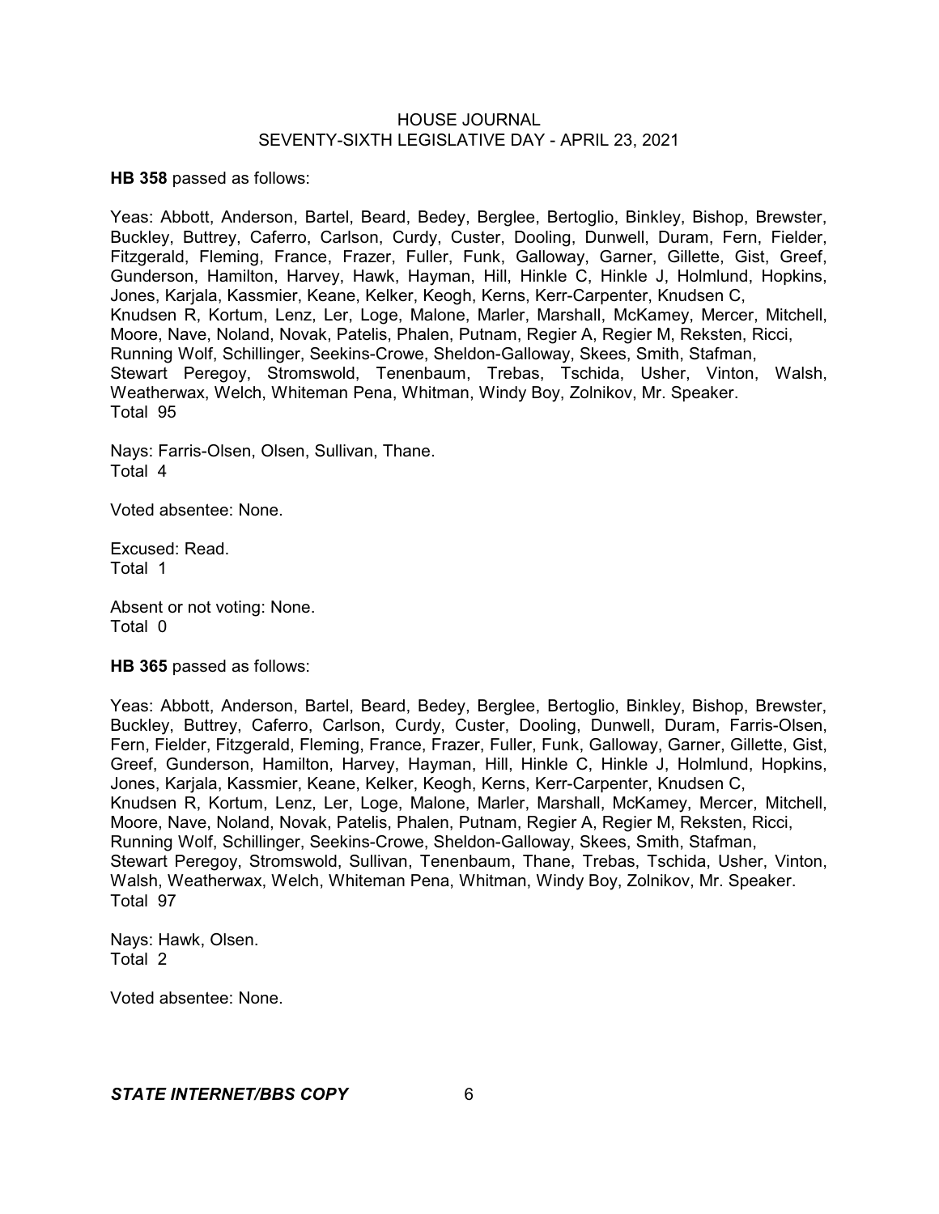**HB 358** passed as follows:

Yeas: Abbott, Anderson, Bartel, Beard, Bedey, Berglee, Bertoglio, Binkley, Bishop, Brewster, Buckley, Buttrey, Caferro, Carlson, Curdy, Custer, Dooling, Dunwell, Duram, Fern, Fielder, Fitzgerald, Fleming, France, Frazer, Fuller, Funk, Galloway, Garner, Gillette, Gist, Greef, Gunderson, Hamilton, Harvey, Hawk, Hayman, Hill, Hinkle C, Hinkle J, Holmlund, Hopkins, Jones, Karjala, Kassmier, Keane, Kelker, Keogh, Kerns, Kerr-Carpenter, Knudsen C, Knudsen R, Kortum, Lenz, Ler, Loge, Malone, Marler, Marshall, McKamey, Mercer, Mitchell, Moore, Nave, Noland, Novak, Patelis, Phalen, Putnam, Regier A, Regier M, Reksten, Ricci, Running Wolf, Schillinger, Seekins-Crowe, Sheldon-Galloway, Skees, Smith, Stafman, Stewart Peregoy, Stromswold, Tenenbaum, Trebas, Tschida, Usher, Vinton, Walsh, Weatherwax, Welch, Whiteman Pena, Whitman, Windy Boy, Zolnikov, Mr. Speaker.
Total 95

Nays: Farris-Olsen, Olsen, Sullivan, Thane.
Total 4

Voted absentee: None.

Excused: Read.
Total 1

Absent or not voting: None.
Total 0

**HB 365** passed as follows:

Yeas: Abbott, Anderson, Bartel, Beard, Bedey, Berglee, Bertoglio, Binkley, Bishop, Brewster, Buckley, Buttrey, Caferro, Carlson, Curdy, Custer, Dooling, Dunwell, Duram, Farris-Olsen, Fern, Fielder, Fitzgerald, Fleming, France, Frazer, Fuller, Funk, Galloway, Garner, Gillette, Gist, Greef, Gunderson, Hamilton, Harvey, Hayman, Hill, Hinkle C, Hinkle J, Holmlund, Hopkins, Jones, Karjala, Kassmier, Keane, Kelker, Keogh, Kerns, Kerr-Carpenter, Knudsen C, Knudsen R, Kortum, Lenz, Ler, Loge, Malone, Marler, Marshall, McKamey, Mercer, Mitchell, Moore, Nave, Noland, Novak, Patelis, Phalen, Putnam, Regier A, Regier M, Reksten, Ricci, Running Wolf, Schillinger, Seekins-Crowe, Sheldon-Galloway, Skees, Smith, Stafman, Stewart Peregoy, Stromswold, Sullivan, Tenenbaum, Thane, Trebas, Tschida, Usher, Vinton, Walsh, Weatherwax, Welch, Whiteman Pena, Whitman, Windy Boy, Zolnikov, Mr. Speaker.
Total 97

Nays: Hawk, Olsen.
Total 2

Voted absentee: None.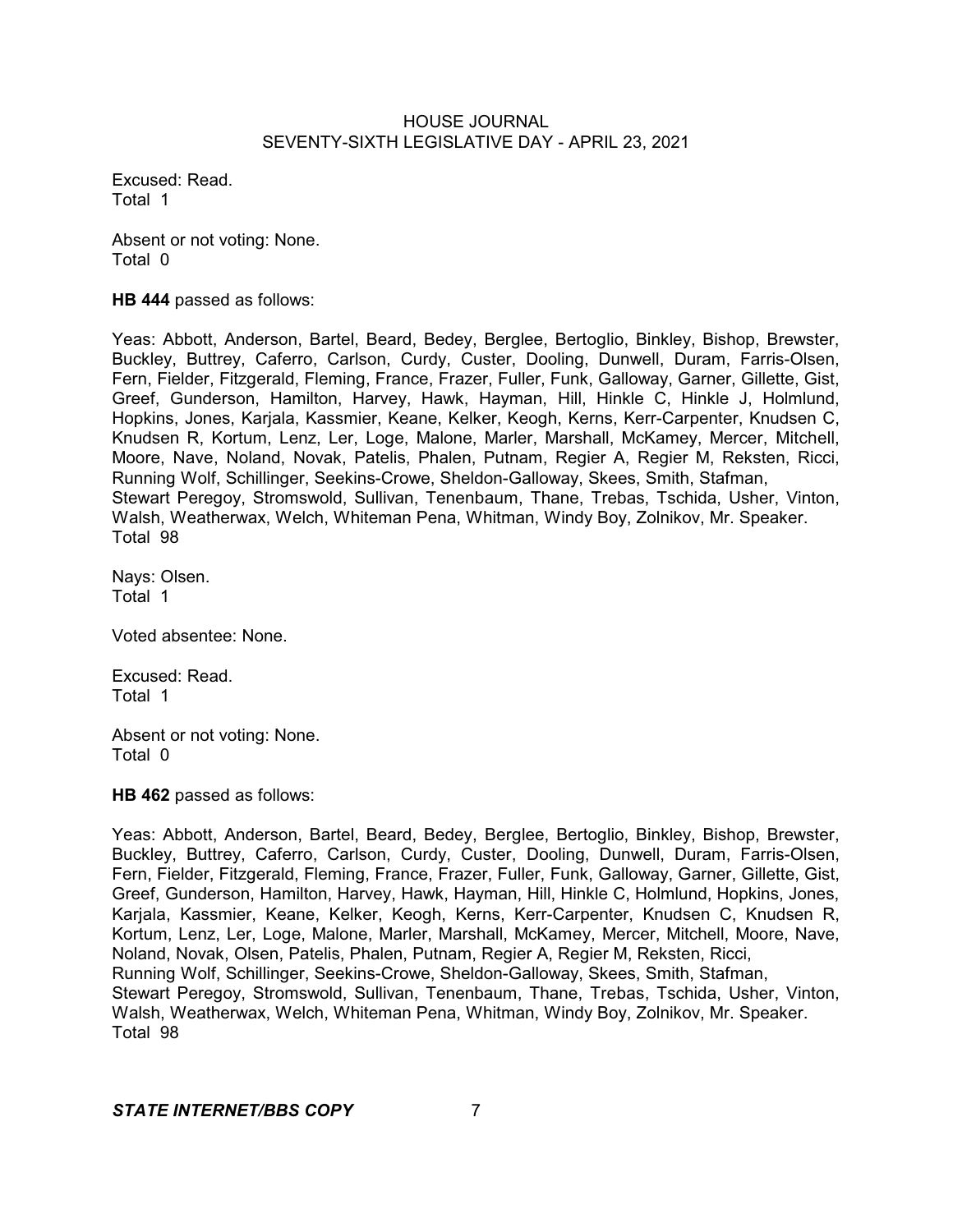Excused: Read.
Total 1

Absent or not voting: None.
Total 0

**HB 444** passed as follows:

Yeas: Abbott, Anderson, Bartel, Beard, Bedey, Berglee, Bertoglio, Binkley, Bishop, Brewster, Buckley, Buttrey, Caferro, Carlson, Curdy, Custer, Dooling, Dunwell, Duram, Farris-Olsen, Fern, Fielder, Fitzgerald, Fleming, France, Frazer, Fuller, Funk, Galloway, Garner, Gillette, Gist, Greef, Gunderson, Hamilton, Harvey, Hawk, Hayman, Hill, Hinkle C, Hinkle J, Holmlund, Hopkins, Jones, Karjala, Kassmier, Keane, Kelker, Keogh, Kerns, Kerr-Carpenter, Knudsen C, Knudsen R, Kortum, Lenz, Ler, Loge, Malone, Marler, Marshall, McKamey, Mercer, Mitchell, Moore, Nave, Noland, Novak, Patelis, Phalen, Putnam, Regier A, Regier M, Reksten, Ricci, Running Wolf, Schillinger, Seekins-Crowe, Sheldon-Galloway, Skees, Smith, Stafman, Stewart Peregoy, Stromswold, Sullivan, Tenenbaum, Thane, Trebas, Tschida, Usher, Vinton, Walsh, Weatherwax, Welch, Whiteman Pena, Whitman, Windy Boy, Zolnikov, Mr. Speaker.
Total 98

Nays: Olsen.
Total 1

Voted absentee: None.

Excused: Read.
Total 1

Absent or not voting: None.
Total 0

**HB 462** passed as follows:

Yeas: Abbott, Anderson, Bartel, Beard, Bedey, Berglee, Bertoglio, Binkley, Bishop, Brewster, Buckley, Buttrey, Caferro, Carlson, Curdy, Custer, Dooling, Dunwell, Duram, Farris-Olsen, Fern, Fielder, Fitzgerald, Fleming, France, Frazer, Fuller, Funk, Galloway, Garner, Gillette, Gist, Greef, Gunderson, Hamilton, Harvey, Hawk, Hayman, Hill, Hinkle C, Holmlund, Hopkins, Jones, Karjala, Kassmier, Keane, Kelker, Keogh, Kerns, Kerr-Carpenter, Knudsen C, Knudsen R, Kortum, Lenz, Ler, Loge, Malone, Marler, Marshall, McKamey, Mercer, Mitchell, Moore, Nave, Noland, Novak, Olsen, Patelis, Phalen, Putnam, Regier A, Regier M, Reksten, Ricci, Running Wolf, Schillinger, Seekins-Crowe, Sheldon-Galloway, Skees, Smith, Stafman, Stewart Peregoy, Stromswold, Sullivan, Tenenbaum, Thane, Trebas, Tschida, Usher, Vinton, Walsh, Weatherwax, Welch, Whiteman Pena, Whitman, Windy Boy, Zolnikov, Mr. Speaker.
Total 98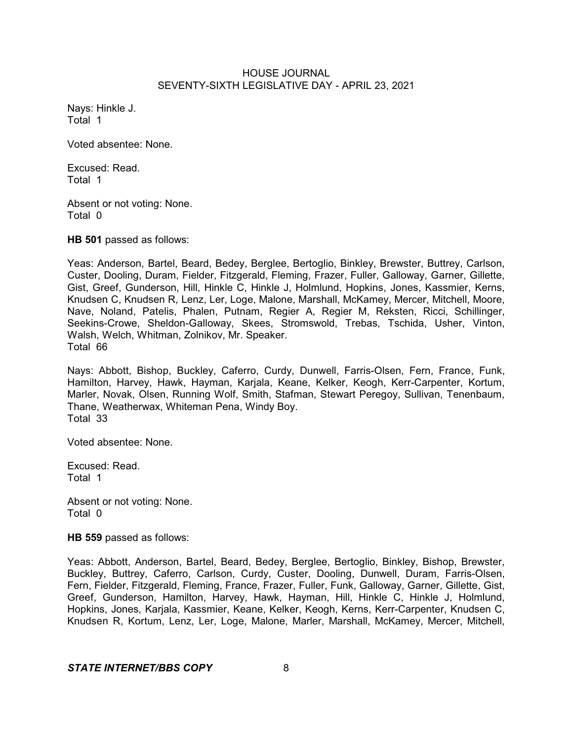Nays: Hinkle J.
Total 1

Voted absentee: None.

Excused: Read.
Total 1

Absent or not voting: None.
Total 0

**HB 501** passed as follows:

Yeas: Anderson, Bartel, Beard, Bedey, Berglee, Bertoglio, Binkley, Brewster, Buttrey, Carlson, Custer, Dooling, Duram, Fielder, Fitzgerald, Fleming, Frazer, Fuller, Galloway, Garner, Gillette, Gist, Greef, Gunderson, Hill, Hinkle C, Hinkle J, Holmlund, Hopkins, Jones, Kassmier, Kerns, Knudsen C, Knudsen R, Lenz, Ler, Loge, Malone, Marshall, McKamey, Mercer, Mitchell, Moore, Nave, Noland, Patelis, Phalen, Putnam, Regier A, Regier M, Reksten, Ricci, Schillinger, Seekins-Crowe, Sheldon-Galloway, Skees, Stromswold, Trebas, Tschida, Usher, Vinton, Walsh, Welch, Whitman, Zolnikov, Mr. Speaker.
Total 66

Nays: Abbott, Bishop, Buckley, Caferro, Curdy, Dunwell, Farris-Olsen, Fern, France, Funk, Hamilton, Harvey, Hawk, Hayman, Karjala, Keane, Kelker, Keogh, Kerr-Carpenter, Kortum, Marler, Novak, Olsen, Running Wolf, Smith, Stafman, Stewart Peregoy, Sullivan, Tenenbaum, Thane, Weatherwax, Whiteman Pena, Windy Boy.
Total 33

Voted absentee: None.

Excused: Read.
Total 1

Absent or not voting: None.
Total 0

**HB 559** passed as follows:

Yeas: Abbott, Anderson, Bartel, Beard, Bedey, Berglee, Bertoglio, Binkley, Bishop, Brewster, Buckley, Buttrey, Caferro, Carlson, Curdy, Custer, Dooling, Dunwell, Duram, Farris-Olsen, Fern, Fielder, Fitzgerald, Fleming, France, Frazer, Fuller, Funk, Galloway, Garner, Gillette, Gist, Greef, Gunderson, Hamilton, Harvey, Hawk, Hayman, Hill, Hinkle C, Hinkle J, Holmlund, Hopkins, Jones, Karjala, Kassmier, Keane, Kelker, Keogh, Kerns, Kerr-Carpenter, Knudsen C, Knudsen R, Kortum, Lenz, Ler, Loge, Malone, Marler, Marshall, McKamey, Mercer, Mitchell,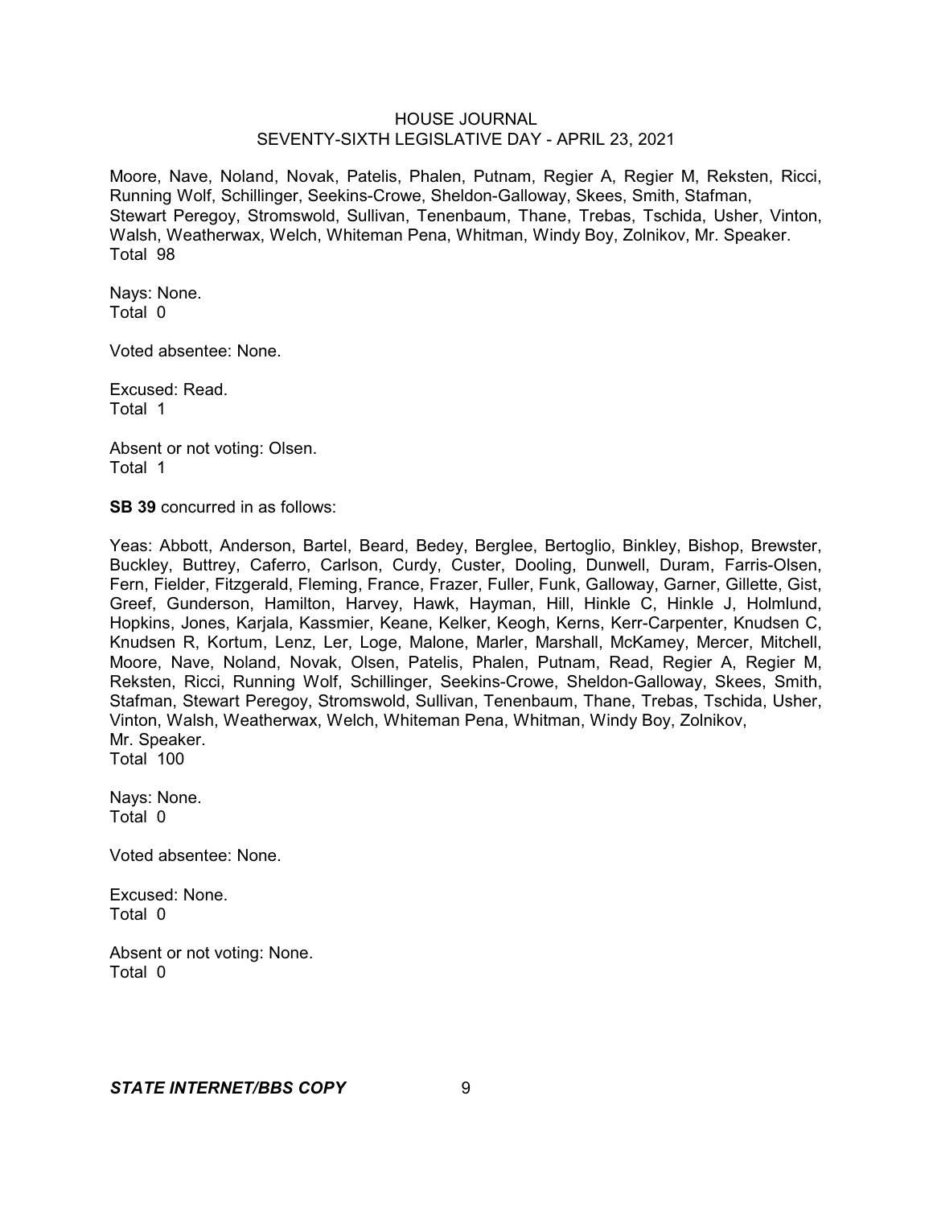Moore, Nave, Noland, Novak, Patelis, Phalen, Putnam, Regier A, Regier M, Reksten, Ricci, Running Wolf, Schillinger, Seekins-Crowe, Sheldon-Galloway, Skees, Smith, Stafman, Stewart Peregoy, Stromswold, Sullivan, Tenenbaum, Thane, Trebas, Tschida, Usher, Vinton, Walsh, Weatherwax, Welch, Whiteman Pena, Whitman, Windy Boy, Zolnikov, Mr. Speaker.
Total 98

Nays: None.
Total 0

Voted absentee: None.

Excused: Read.
Total 1

Absent or not voting: Olsen.
Total 1

**SB 39** concurred in as follows:

Yeas: Abbott, Anderson, Bartel, Beard, Bedey, Berglee, Bertoglio, Binkley, Bishop, Brewster, Buckley, Buttrey, Caferro, Carlson, Curdy, Custer, Dooling, Dunwell, Duram, Farris-Olsen, Fern, Fielder, Fitzgerald, Fleming, France, Frazer, Fuller, Funk, Galloway, Garner, Gillette, Gist, Greef, Gunderson, Hamilton, Harvey, Hawk, Hayman, Hill, Hinkle C, Hinkle J, Holmlund, Hopkins, Jones, Karjala, Kassmier, Keane, Kelker, Keogh, Kerns, Kerr-Carpenter, Knudsen C, Knudsen R, Kortum, Lenz, Ler, Loge, Malone, Marler, Marshall, McKamey, Mercer, Mitchell, Moore, Nave, Noland, Novak, Olsen, Patelis, Phalen, Putnam, Read, Regier A, Regier M, Reksten, Ricci, Running Wolf, Schillinger, Seekins-Crowe, Sheldon-Galloway, Skees, Smith, Stafman, Stewart Peregoy, Stromswold, Sullivan, Tenenbaum, Thane, Trebas, Tschida, Usher, Vinton, Walsh, Weatherwax, Welch, Whiteman Pena, Whitman, Windy Boy, Zolnikov, Mr. Speaker.
Total 100

Nays: None.
Total 0

Voted absentee: None.

Excused: None.
Total 0

Absent or not voting: None.
Total 0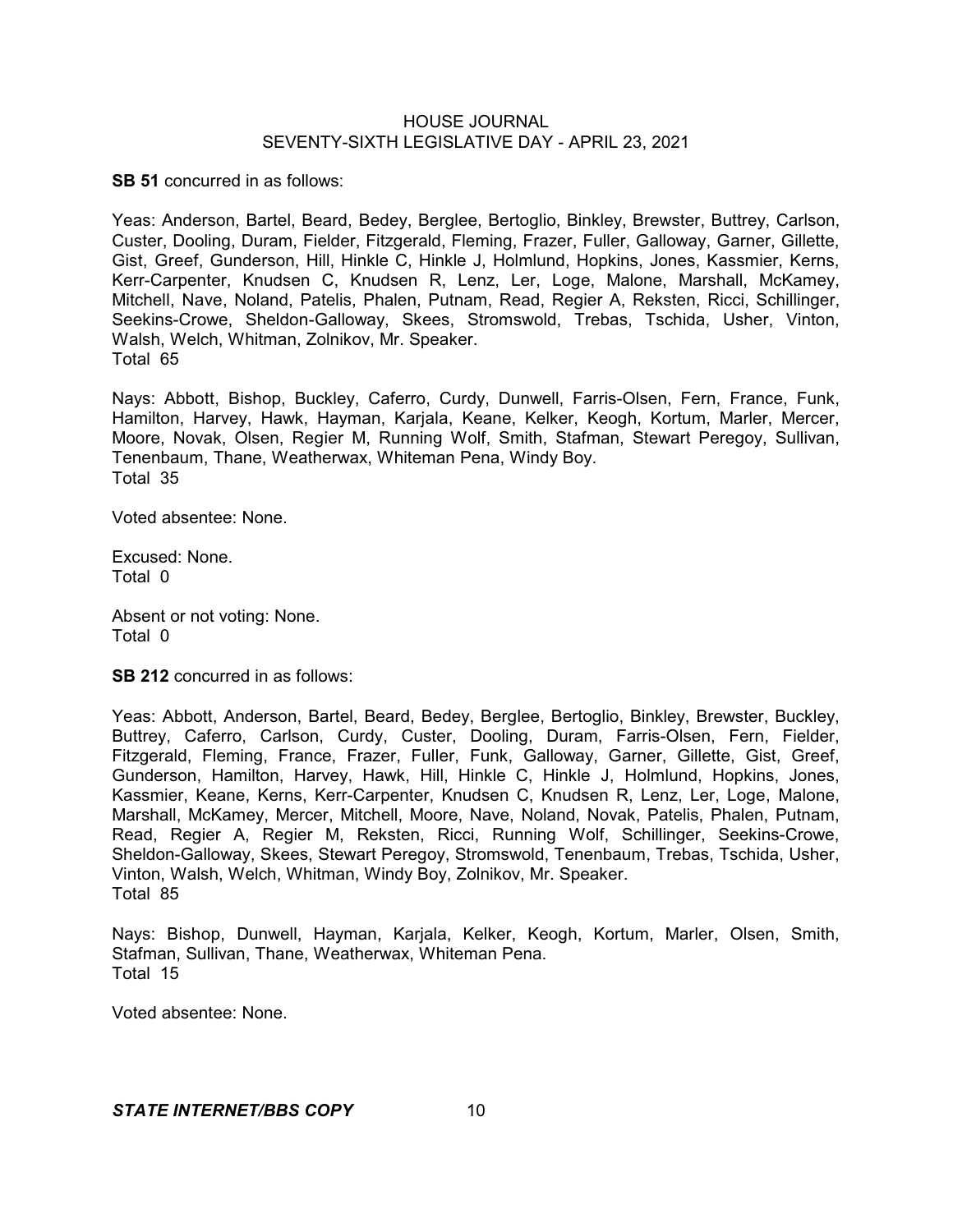**SB 51** concurred in as follows:

Yeas: Anderson, Bartel, Beard, Bedey, Berglee, Bertoglio, Binkley, Brewster, Buttrey, Carlson, Custer, Dooling, Duram, Fielder, Fitzgerald, Fleming, Frazer, Fuller, Galloway, Garner, Gillette, Gist, Greef, Gunderson, Hill, Hinkle C, Hinkle J, Holmlund, Hopkins, Jones, Kassmier, Kerns, Kerr-Carpenter, Knudsen C, Knudsen R, Lenz, Ler, Loge, Malone, Marshall, McKamey, Mitchell, Nave, Noland, Patelis, Phalen, Putnam, Read, Regier A, Reksten, Ricci, Schillinger, Seekins-Crowe, Sheldon-Galloway, Skees, Stromswold, Trebas, Tschida, Usher, Vinton, Walsh, Welch, Whitman, Zolnikov, Mr. Speaker.
Total 65

Nays: Abbott, Bishop, Buckley, Caferro, Curdy, Dunwell, Farris-Olsen, Fern, France, Funk, Hamilton, Harvey, Hawk, Hayman, Karjala, Keane, Kelker, Keogh, Kortum, Marler, Mercer, Moore, Novak, Olsen, Regier M, Running Wolf, Smith, Stafman, Stewart Peregoy, Sullivan, Tenenbaum, Thane, Weatherwax, Whiteman Pena, Windy Boy.
Total 35

Voted absentee: None.

Excused: None.
Total 0

Absent or not voting: None.
Total 0

**SB 212** concurred in as follows:

Yeas: Abbott, Anderson, Bartel, Beard, Bedey, Berglee, Bertoglio, Binkley, Brewster, Buckley, Buttrey, Caferro, Carlson, Curdy, Custer, Dooling, Duram, Farris-Olsen, Fern, Fielder, Fitzgerald, Fleming, France, Frazer, Fuller, Funk, Galloway, Garner, Gillette, Gist, Greef, Gunderson, Hamilton, Harvey, Hawk, Hill, Hinkle C, Hinkle J, Holmlund, Hopkins, Jones, Kassmier, Keane, Kerns, Kerr-Carpenter, Knudsen C, Knudsen R, Lenz, Ler, Loge, Malone, Marshall, McKamey, Mercer, Mitchell, Moore, Nave, Noland, Novak, Patelis, Phalen, Putnam, Read, Regier A, Regier M, Reksten, Ricci, Running Wolf, Schillinger, Seekins-Crowe, Sheldon-Galloway, Skees, Stewart Peregoy, Stromswold, Tenenbaum, Trebas, Tschida, Usher, Vinton, Walsh, Welch, Whitman, Windy Boy, Zolnikov, Mr. Speaker.
Total 85

Nays: Bishop, Dunwell, Hayman, Karjala, Kelker, Keogh, Kortum, Marler, Olsen, Smith, Stafman, Sullivan, Thane, Weatherwax, Whiteman Pena.
Total 15

Voted absentee: None.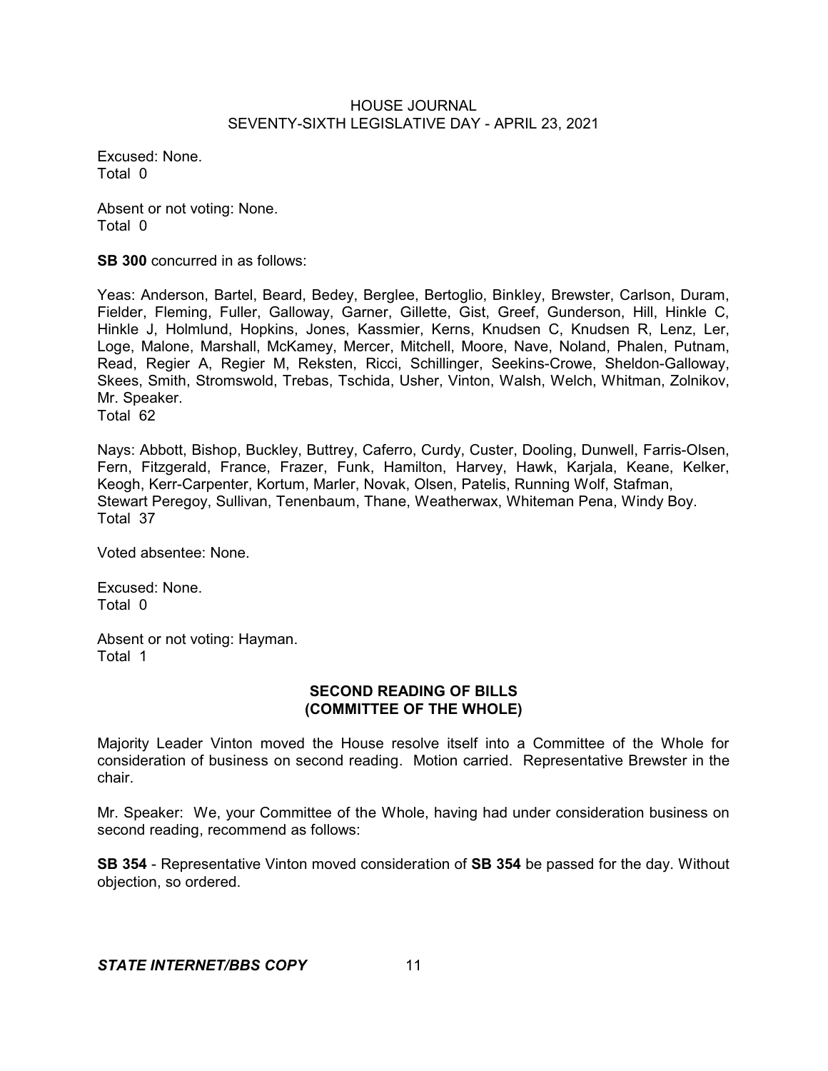Excused: None.
Total 0

Absent or not voting: None.
Total 0

**SB 300** concurred in as follows:

Yeas: Anderson, Bartel, Beard, Bedey, Berglee, Bertoglio, Binkley, Brewster, Carlson, Duram, Fielder, Fleming, Fuller, Galloway, Garner, Gillette, Gist, Greef, Gunderson, Hill, Hinkle C, Hinkle J, Holmlund, Hopkins, Jones, Kassmier, Kerns, Knudsen C, Knudsen R, Lenz, Ler, Loge, Malone, Marshall, McKamey, Mercer, Mitchell, Moore, Nave, Noland, Phalen, Putnam, Read, Regier A, Regier M, Reksten, Ricci, Schillinger, Seekins-Crowe, Sheldon-Galloway, Skees, Smith, Stromswold, Trebas, Tschida, Usher, Vinton, Walsh, Welch, Whitman, Zolnikov, Mr. Speaker.
Total 62

Nays: Abbott, Bishop, Buckley, Buttrey, Caferro, Curdy, Custer, Dooling, Dunwell, Farris-Olsen, Fern, Fitzgerald, France, Frazer, Funk, Hamilton, Harvey, Hawk, Karjala, Keane, Kelker, Keogh, Kerr-Carpenter, Kortum, Marler, Novak, Olsen, Patelis, Running Wolf, Stafman, Stewart Peregoy, Sullivan, Tenenbaum, Thane, Weatherwax, Whiteman Pena, Windy Boy.
Total 37

Voted absentee: None.

Excused: None.
Total 0

Absent or not voting: Hayman.
Total 1

## SECOND READING OF BILLS (COMMITTEE OF THE WHOLE)

Majority Leader Vinton moved the House resolve itself into a Committee of the Whole for consideration of business on second reading. Motion carried. Representative Brewster in the chair.

Mr. Speaker: We, your Committee of the Whole, having had under consideration business on second reading, recommend as follows:

**SB 354** - Representative Vinton moved consideration of **SB 354** be passed for the day. Without objection, so ordered.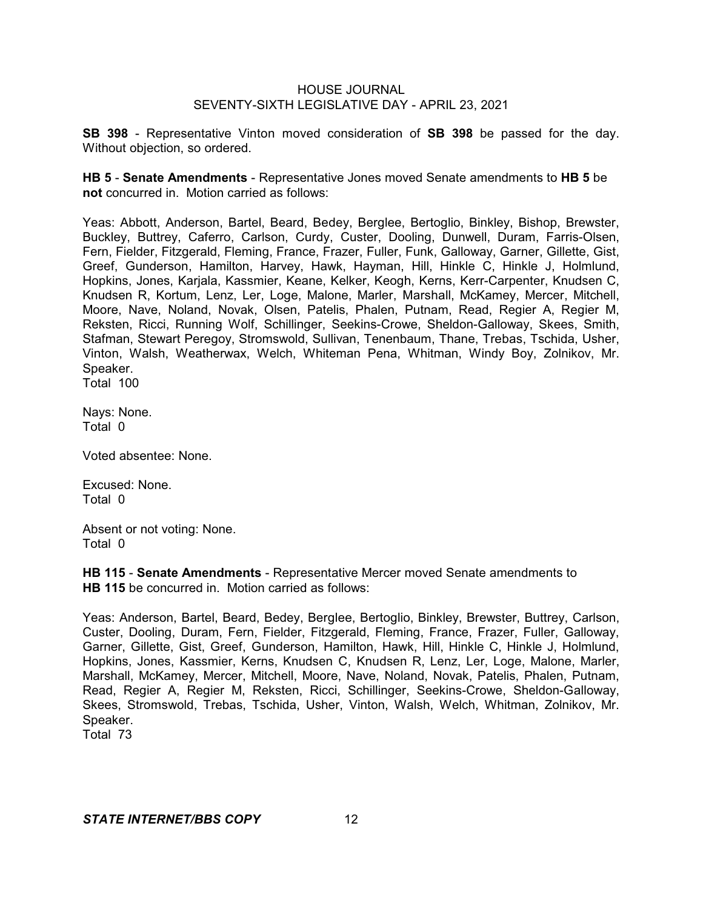**SB 398** - Representative Vinton moved consideration of **SB 398** be passed for the day. Without objection, so ordered.

**HB 5** - **Senate Amendments** - Representative Jones moved Senate amendments to **HB 5** be **not** concurred in. Motion carried as follows:

Yeas: Abbott, Anderson, Bartel, Beard, Bedey, Berglee, Bertoglio, Binkley, Bishop, Brewster, Buckley, Buttrey, Caferro, Carlson, Curdy, Custer, Dooling, Dunwell, Duram, Farris-Olsen, Fern, Fielder, Fitzgerald, Fleming, France, Frazer, Fuller, Funk, Galloway, Garner, Gillette, Gist, Greef, Gunderson, Hamilton, Harvey, Hawk, Hayman, Hill, Hinkle C, Hinkle J, Holmlund, Hopkins, Jones, Karjala, Kassmier, Keane, Kelker, Keogh, Kerns, Kerr-Carpenter, Knudsen C, Knudsen R, Kortum, Lenz, Ler, Loge, Malone, Marler, Marshall, McKamey, Mercer, Mitchell, Moore, Nave, Noland, Novak, Olsen, Patelis, Phalen, Putnam, Read, Regier A, Regier M, Reksten, Ricci, Running Wolf, Schillinger, Seekins-Crowe, Sheldon-Galloway, Skees, Smith, Stafman, Stewart Peregoy, Stromswold, Sullivan, Tenenbaum, Thane, Trebas, Tschida, Usher, Vinton, Walsh, Weatherwax, Welch, Whiteman Pena, Whitman, Windy Boy, Zolnikov, Mr. Speaker.
Total 100

Nays: None.
Total 0

Voted absentee: None.

Excused: None.
Total 0

Absent or not voting: None.
Total 0

**HB 115** - **Senate Amendments** - Representative Mercer moved Senate amendments to **HB 115** be concurred in. Motion carried as follows:

Yeas: Anderson, Bartel, Beard, Bedey, Berglee, Bertoglio, Binkley, Brewster, Buttrey, Carlson, Custer, Dooling, Duram, Fern, Fielder, Fitzgerald, Fleming, France, Frazer, Fuller, Galloway, Garner, Gillette, Gist, Greef, Gunderson, Hamilton, Hawk, Hill, Hinkle C, Hinkle J, Holmlund, Hopkins, Jones, Kassmier, Kerns, Knudsen C, Knudsen R, Lenz, Ler, Loge, Malone, Marler, Marshall, McKamey, Mercer, Mitchell, Moore, Nave, Noland, Novak, Patelis, Phalen, Putnam, Read, Regier A, Regier M, Reksten, Ricci, Schillinger, Seekins-Crowe, Sheldon-Galloway, Skees, Stromswold, Trebas, Tschida, Usher, Vinton, Walsh, Welch, Whitman, Zolnikov, Mr. Speaker.
Total 73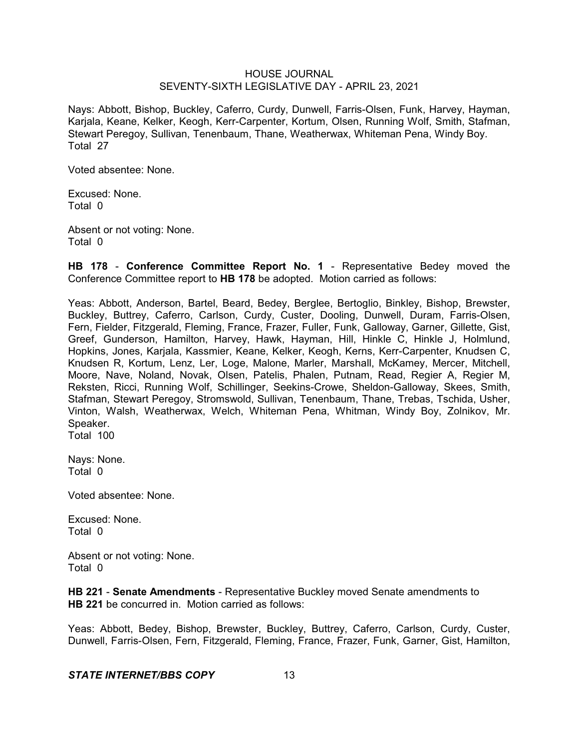Nays: Abbott, Bishop, Buckley, Caferro, Curdy, Dunwell, Farris-Olsen, Funk, Harvey, Hayman, Karjala, Keane, Kelker, Keogh, Kerr-Carpenter, Kortum, Olsen, Running Wolf, Smith, Stafman, Stewart Peregoy, Sullivan, Tenenbaum, Thane, Weatherwax, Whiteman Pena, Windy Boy.
Total 27

Voted absentee: None.

Excused: None.
Total 0

Absent or not voting: None.
Total 0

**HB 178** - **Conference Committee Report No. 1** - Representative Bedey moved the Conference Committee report to **HB 178** be adopted. Motion carried as follows:

Yeas: Abbott, Anderson, Bartel, Beard, Bedey, Berglee, Bertoglio, Binkley, Bishop, Brewster, Buckley, Buttrey, Caferro, Carlson, Curdy, Custer, Dooling, Dunwell, Duram, Farris-Olsen, Fern, Fielder, Fitzgerald, Fleming, France, Frazer, Fuller, Funk, Galloway, Garner, Gillette, Gist, Greef, Gunderson, Hamilton, Harvey, Hawk, Hayman, Hill, Hinkle C, Hinkle J, Holmlund, Hopkins, Jones, Karjala, Kassmier, Keane, Kelker, Keogh, Kerns, Kerr-Carpenter, Knudsen C, Knudsen R, Kortum, Lenz, Ler, Loge, Malone, Marler, Marshall, McKamey, Mercer, Mitchell, Moore, Nave, Noland, Novak, Olsen, Patelis, Phalen, Putnam, Read, Regier A, Regier M, Reksten, Ricci, Running Wolf, Schillinger, Seekins-Crowe, Sheldon-Galloway, Skees, Smith, Stafman, Stewart Peregoy, Stromswold, Sullivan, Tenenbaum, Thane, Trebas, Tschida, Usher, Vinton, Walsh, Weatherwax, Welch, Whiteman Pena, Whitman, Windy Boy, Zolnikov, Mr. Speaker.
Total 100

Nays: None.
Total 0

Voted absentee: None.

Excused: None.
Total 0

Absent or not voting: None.
Total 0

**HB 221** - **Senate Amendments** - Representative Buckley moved Senate amendments to **HB 221** be concurred in. Motion carried as follows:

Yeas: Abbott, Bedey, Bishop, Brewster, Buckley, Buttrey, Caferro, Carlson, Curdy, Custer, Dunwell, Farris-Olsen, Fern, Fitzgerald, Fleming, France, Frazer, Funk, Garner, Gist, Hamilton,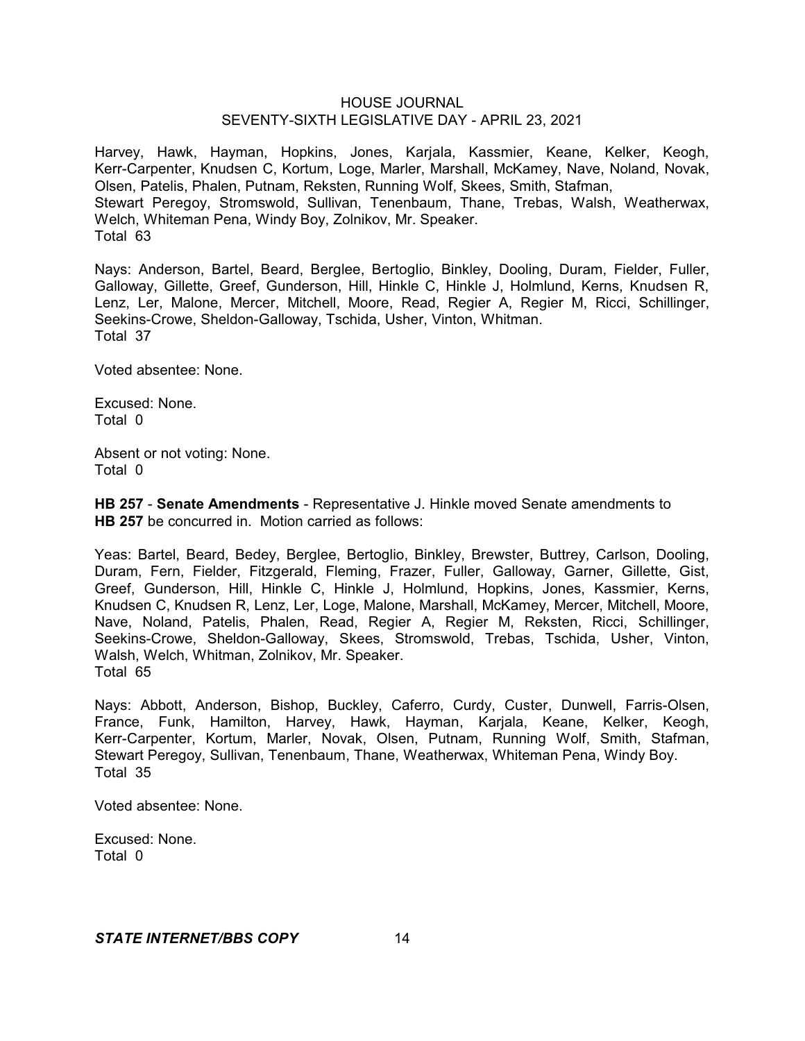Harvey, Hawk, Hayman, Hopkins, Jones, Karjala, Kassmier, Keane, Kelker, Keogh, Kerr-Carpenter, Knudsen C, Kortum, Loge, Marler, Marshall, McKamey, Nave, Noland, Novak, Olsen, Patelis, Phalen, Putnam, Reksten, Running Wolf, Skees, Smith, Stafman, Stewart Peregoy, Stromswold, Sullivan, Tenenbaum, Thane, Trebas, Walsh, Weatherwax, Welch, Whiteman Pena, Windy Boy, Zolnikov, Mr. Speaker.
Total 63

Nays: Anderson, Bartel, Beard, Berglee, Bertoglio, Binkley, Dooling, Duram, Fielder, Fuller, Galloway, Gillette, Greef, Gunderson, Hill, Hinkle C, Hinkle J, Holmlund, Kerns, Knudsen R, Lenz, Ler, Malone, Mercer, Mitchell, Moore, Read, Regier A, Regier M, Ricci, Schillinger, Seekins-Crowe, Sheldon-Galloway, Tschida, Usher, Vinton, Whitman.
Total 37

Voted absentee: None.

Excused: None.
Total 0

Absent or not voting: None.
Total 0

**HB 257** - **Senate Amendments** - Representative J. Hinkle moved Senate amendments to **HB 257** be concurred in. Motion carried as follows:

Yeas: Bartel, Beard, Bedey, Berglee, Bertoglio, Binkley, Brewster, Buttrey, Carlson, Dooling, Duram, Fern, Fielder, Fitzgerald, Fleming, Frazer, Fuller, Galloway, Garner, Gillette, Gist, Greef, Gunderson, Hill, Hinkle C, Hinkle J, Holmlund, Hopkins, Jones, Kassmier, Kerns, Knudsen C, Knudsen R, Lenz, Ler, Loge, Malone, Marshall, McKamey, Mercer, Mitchell, Moore, Nave, Noland, Patelis, Phalen, Read, Regier A, Regier M, Reksten, Ricci, Schillinger, Seekins-Crowe, Sheldon-Galloway, Skees, Stromswold, Trebas, Tschida, Usher, Vinton, Walsh, Welch, Whitman, Zolnikov, Mr. Speaker.
Total 65

Nays: Abbott, Anderson, Bishop, Buckley, Caferro, Curdy, Custer, Dunwell, Farris-Olsen, France, Funk, Hamilton, Harvey, Hawk, Hayman, Karjala, Keane, Kelker, Keogh, Kerr-Carpenter, Kortum, Marler, Novak, Olsen, Putnam, Running Wolf, Smith, Stafman, Stewart Peregoy, Sullivan, Tenenbaum, Thane, Weatherwax, Whiteman Pena, Windy Boy.
Total 35

Voted absentee: None.

Excused: None.
Total 0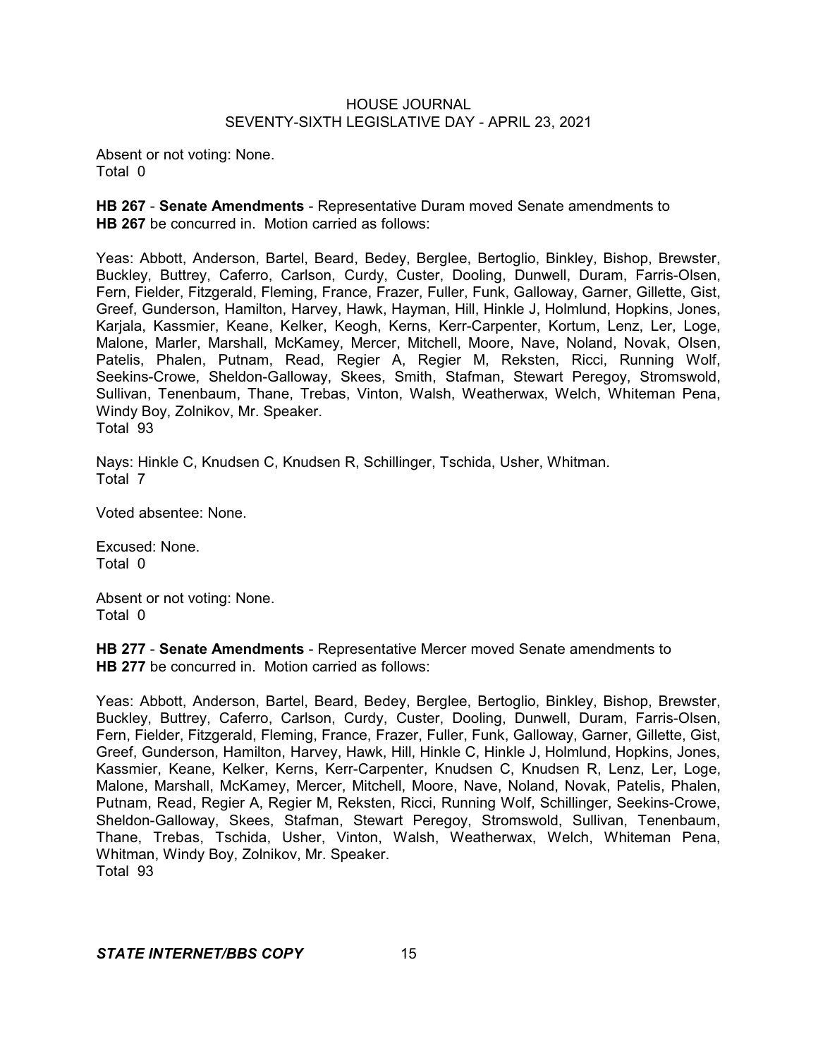Absent or not voting: None.
Total 0

**HB 267** - **Senate Amendments** - Representative Duram moved Senate amendments to **HB 267** be concurred in. Motion carried as follows:

Yeas: Abbott, Anderson, Bartel, Beard, Bedey, Berglee, Bertoglio, Binkley, Bishop, Brewster, Buckley, Buttrey, Caferro, Carlson, Curdy, Custer, Dooling, Dunwell, Duram, Farris-Olsen, Fern, Fielder, Fitzgerald, Fleming, France, Frazer, Fuller, Funk, Galloway, Garner, Gillette, Gist, Greef, Gunderson, Hamilton, Harvey, Hawk, Hayman, Hill, Hinkle J, Holmlund, Hopkins, Jones, Karjala, Kassmier, Keane, Kelker, Keogh, Kerns, Kerr-Carpenter, Kortum, Lenz, Ler, Loge, Malone, Marler, Marshall, McKamey, Mercer, Mitchell, Moore, Nave, Noland, Novak, Olsen, Patelis, Phalen, Putnam, Read, Regier A, Regier M, Reksten, Ricci, Running Wolf, Seekins-Crowe, Sheldon-Galloway, Skees, Smith, Stafman, Stewart Peregoy, Stromswold, Sullivan, Tenenbaum, Thane, Trebas, Vinton, Walsh, Weatherwax, Welch, Whiteman Pena, Windy Boy, Zolnikov, Mr. Speaker.
Total 93

Nays: Hinkle C, Knudsen C, Knudsen R, Schillinger, Tschida, Usher, Whitman.
Total 7

Voted absentee: None.

Excused: None.
Total 0

Absent or not voting: None.
Total 0

**HB 277** - **Senate Amendments** - Representative Mercer moved Senate amendments to **HB 277** be concurred in. Motion carried as follows:

Yeas: Abbott, Anderson, Bartel, Beard, Bedey, Berglee, Bertoglio, Binkley, Bishop, Brewster, Buckley, Buttrey, Caferro, Carlson, Curdy, Custer, Dooling, Dunwell, Duram, Farris-Olsen, Fern, Fielder, Fitzgerald, Fleming, France, Frazer, Fuller, Funk, Galloway, Garner, Gillette, Gist, Greef, Gunderson, Hamilton, Harvey, Hawk, Hill, Hinkle C, Hinkle J, Holmlund, Hopkins, Jones, Kassmier, Keane, Kelker, Kerns, Kerr-Carpenter, Knudsen C, Knudsen R, Lenz, Ler, Loge, Malone, Marshall, McKamey, Mercer, Mitchell, Moore, Nave, Noland, Novak, Patelis, Phalen, Putnam, Read, Regier A, Regier M, Reksten, Ricci, Running Wolf, Schillinger, Seekins-Crowe, Sheldon-Galloway, Skees, Stafman, Stewart Peregoy, Stromswold, Sullivan, Tenenbaum, Thane, Trebas, Tschida, Usher, Vinton, Walsh, Weatherwax, Welch, Whiteman Pena, Whitman, Windy Boy, Zolnikov, Mr. Speaker.
Total 93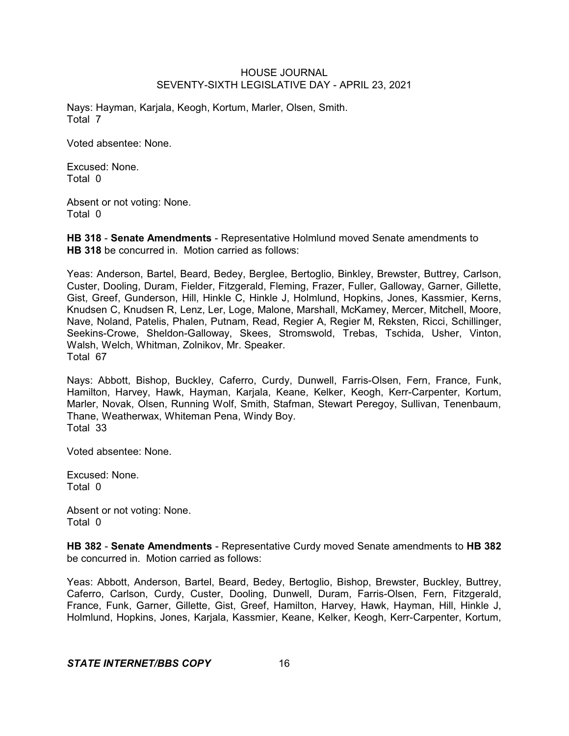Nays: Hayman, Karjala, Keogh, Kortum, Marler, Olsen, Smith.
Total 7

Voted absentee: None.

Excused: None.
Total 0

Absent or not voting: None.
Total 0

**HB 318** - **Senate Amendments** - Representative Holmlund moved Senate amendments to **HB 318** be concurred in. Motion carried as follows:

Yeas: Anderson, Bartel, Beard, Bedey, Berglee, Bertoglio, Binkley, Brewster, Buttrey, Carlson, Custer, Dooling, Duram, Fielder, Fitzgerald, Fleming, Frazer, Fuller, Galloway, Garner, Gillette, Gist, Greef, Gunderson, Hill, Hinkle C, Hinkle J, Holmlund, Hopkins, Jones, Kassmier, Kerns, Knudsen C, Knudsen R, Lenz, Ler, Loge, Malone, Marshall, McKamey, Mercer, Mitchell, Moore, Nave, Noland, Patelis, Phalen, Putnam, Read, Regier A, Regier M, Reksten, Ricci, Schillinger, Seekins-Crowe, Sheldon-Galloway, Skees, Stromswold, Trebas, Tschida, Usher, Vinton, Walsh, Welch, Whitman, Zolnikov, Mr. Speaker.
Total 67

Nays: Abbott, Bishop, Buckley, Caferro, Curdy, Dunwell, Farris-Olsen, Fern, France, Funk, Hamilton, Harvey, Hawk, Hayman, Karjala, Keane, Kelker, Keogh, Kerr-Carpenter, Kortum, Marler, Novak, Olsen, Running Wolf, Smith, Stafman, Stewart Peregoy, Sullivan, Tenenbaum, Thane, Weatherwax, Whiteman Pena, Windy Boy.
Total 33

Voted absentee: None.

Excused: None.
Total 0

Absent or not voting: None.
Total 0

**HB 382** - **Senate Amendments** - Representative Curdy moved Senate amendments to **HB 382** be concurred in. Motion carried as follows:

Yeas: Abbott, Anderson, Bartel, Beard, Bedey, Bertoglio, Bishop, Brewster, Buckley, Buttrey, Caferro, Carlson, Curdy, Custer, Dooling, Dunwell, Duram, Farris-Olsen, Fern, Fitzgerald, France, Funk, Garner, Gillette, Gist, Greef, Hamilton, Harvey, Hawk, Hayman, Hill, Hinkle J, Holmlund, Hopkins, Jones, Karjala, Kassmier, Keane, Kelker, Keogh, Kerr-Carpenter, Kortum,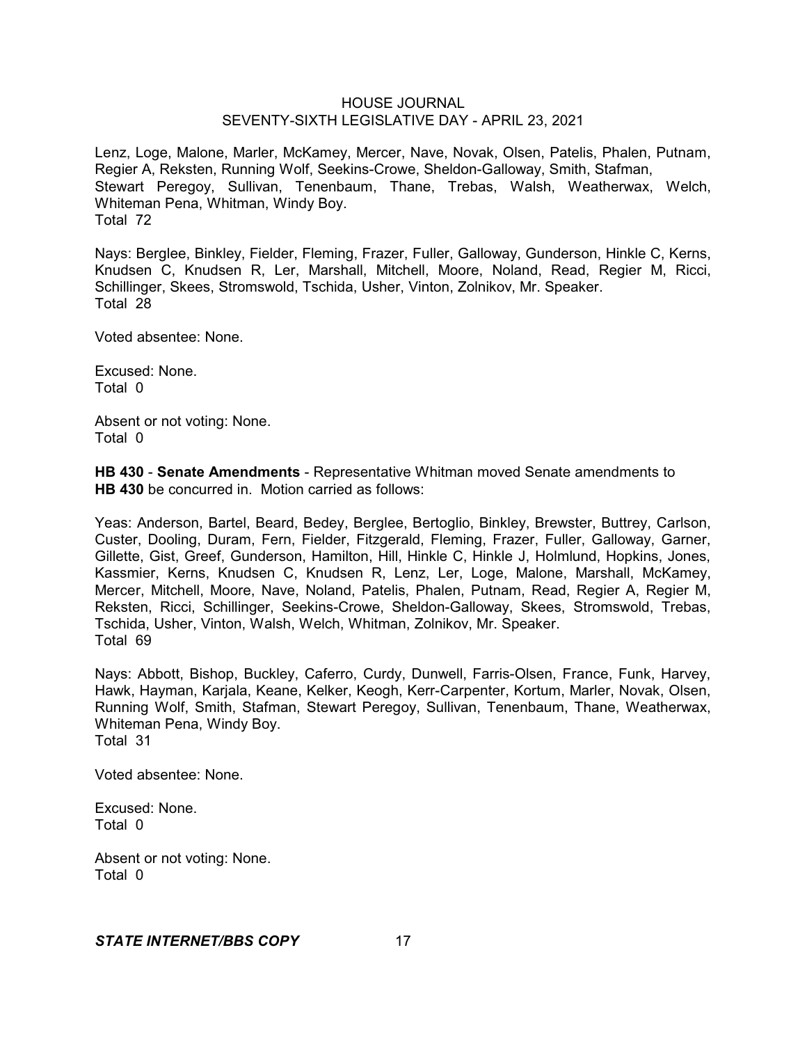Lenz, Loge, Malone, Marler, McKamey, Mercer, Nave, Novak, Olsen, Patelis, Phalen, Putnam, Regier A, Reksten, Running Wolf, Seekins-Crowe, Sheldon-Galloway, Smith, Stafman, Stewart Peregoy, Sullivan, Tenenbaum, Thane, Trebas, Walsh, Weatherwax, Welch, Whiteman Pena, Whitman, Windy Boy.
Total 72

Nays: Berglee, Binkley, Fielder, Fleming, Frazer, Fuller, Galloway, Gunderson, Hinkle C, Kerns, Knudsen C, Knudsen R, Ler, Marshall, Mitchell, Moore, Noland, Read, Regier M, Ricci, Schillinger, Skees, Stromswold, Tschida, Usher, Vinton, Zolnikov, Mr. Speaker.
Total 28

Voted absentee: None.

Excused: None.
Total 0

Absent or not voting: None.
Total 0

**HB 430** - **Senate Amendments** - Representative Whitman moved Senate amendments to **HB 430** be concurred in. Motion carried as follows:

Yeas: Anderson, Bartel, Beard, Bedey, Berglee, Bertoglio, Binkley, Brewster, Buttrey, Carlson, Custer, Dooling, Duram, Fern, Fielder, Fitzgerald, Fleming, Frazer, Fuller, Galloway, Garner, Gillette, Gist, Greef, Gunderson, Hamilton, Hill, Hinkle C, Hinkle J, Holmlund, Hopkins, Jones, Kassmier, Kerns, Knudsen C, Knudsen R, Lenz, Ler, Loge, Malone, Marshall, McKamey, Mercer, Mitchell, Moore, Nave, Noland, Patelis, Phalen, Putnam, Read, Regier A, Regier M, Reksten, Ricci, Schillinger, Seekins-Crowe, Sheldon-Galloway, Skees, Stromswold, Trebas, Tschida, Usher, Vinton, Walsh, Welch, Whitman, Zolnikov, Mr. Speaker.
Total 69

Nays: Abbott, Bishop, Buckley, Caferro, Curdy, Dunwell, Farris-Olsen, France, Funk, Harvey, Hawk, Hayman, Karjala, Keane, Kelker, Keogh, Kerr-Carpenter, Kortum, Marler, Novak, Olsen, Running Wolf, Smith, Stafman, Stewart Peregoy, Sullivan, Tenenbaum, Thane, Weatherwax, Whiteman Pena, Windy Boy.
Total 31

Voted absentee: None.

Excused: None.
Total 0

Absent or not voting: None.
Total 0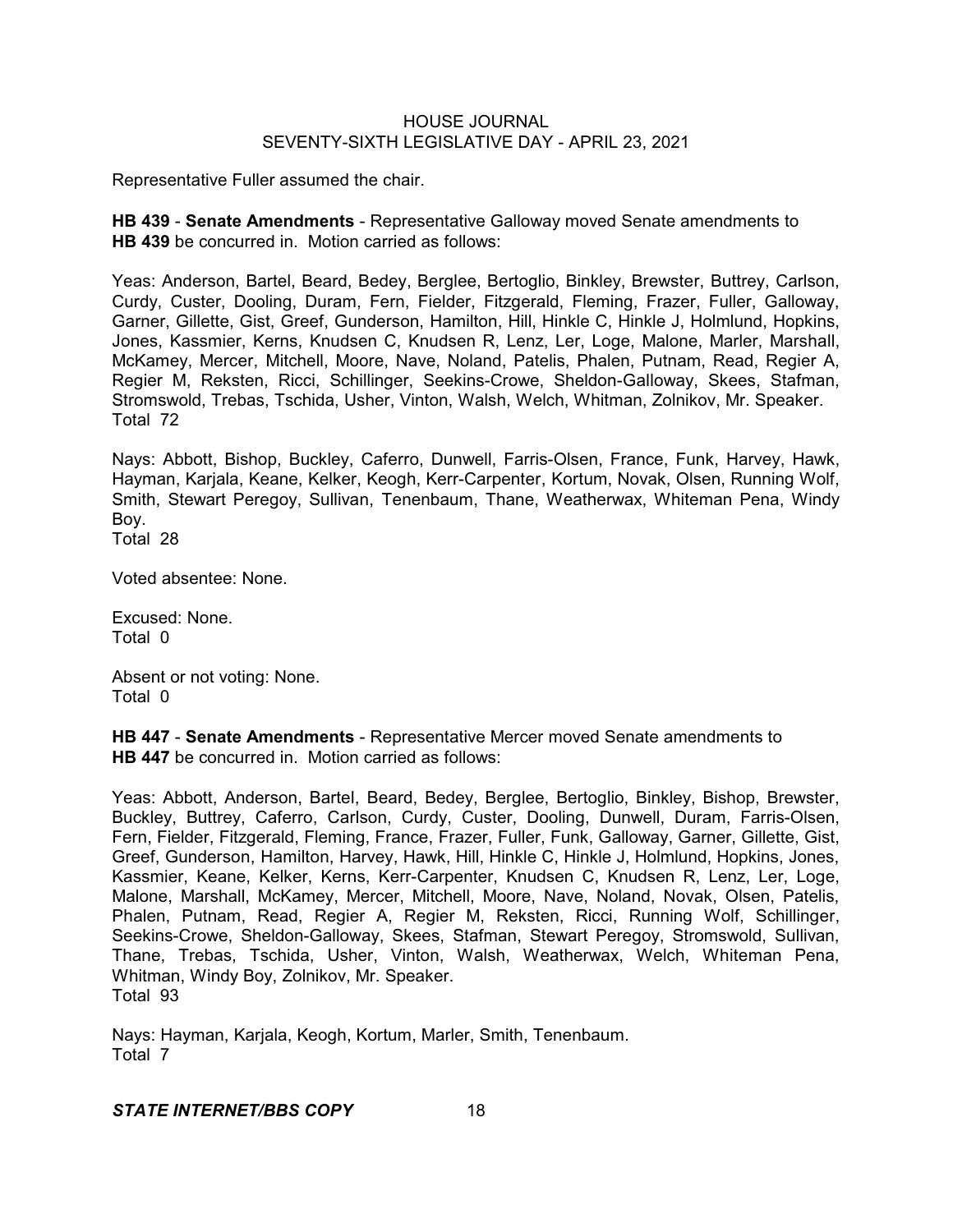Representative Fuller assumed the chair.

**HB 439** - **Senate Amendments** - Representative Galloway moved Senate amendments to **HB 439** be concurred in. Motion carried as follows:

Yeas: Anderson, Bartel, Beard, Bedey, Berglee, Bertoglio, Binkley, Brewster, Buttrey, Carlson, Curdy, Custer, Dooling, Duram, Fern, Fielder, Fitzgerald, Fleming, Frazer, Fuller, Galloway, Garner, Gillette, Gist, Greef, Gunderson, Hamilton, Hill, Hinkle C, Hinkle J, Holmlund, Hopkins, Jones, Kassmier, Kerns, Knudsen C, Knudsen R, Lenz, Ler, Loge, Malone, Marler, Marshall, McKamey, Mercer, Mitchell, Moore, Nave, Noland, Patelis, Phalen, Putnam, Read, Regier A, Regier M, Reksten, Ricci, Schillinger, Seekins-Crowe, Sheldon-Galloway, Skees, Stafman, Stromswold, Trebas, Tschida, Usher, Vinton, Walsh, Welch, Whitman, Zolnikov, Mr. Speaker.
Total 72

Nays: Abbott, Bishop, Buckley, Caferro, Dunwell, Farris-Olsen, France, Funk, Harvey, Hawk, Hayman, Karjala, Keane, Kelker, Keogh, Kerr-Carpenter, Kortum, Novak, Olsen, Running Wolf, Smith, Stewart Peregoy, Sullivan, Tenenbaum, Thane, Weatherwax, Whiteman Pena, Windy Boy.
Total 28

Voted absentee: None.

Excused: None.
Total 0

Absent or not voting: None.
Total 0

**HB 447** - **Senate Amendments** - Representative Mercer moved Senate amendments to **HB 447** be concurred in. Motion carried as follows:

Yeas: Abbott, Anderson, Bartel, Beard, Bedey, Berglee, Bertoglio, Binkley, Bishop, Brewster, Buckley, Buttrey, Caferro, Carlson, Curdy, Custer, Dooling, Dunwell, Duram, Farris-Olsen, Fern, Fielder, Fitzgerald, Fleming, France, Frazer, Fuller, Funk, Galloway, Garner, Gillette, Gist, Greef, Gunderson, Hamilton, Harvey, Hawk, Hill, Hinkle C, Hinkle J, Holmlund, Hopkins, Jones, Kassmier, Keane, Kelker, Kerns, Kerr-Carpenter, Knudsen C, Knudsen R, Lenz, Ler, Loge, Malone, Marshall, McKamey, Mercer, Mitchell, Moore, Nave, Noland, Novak, Olsen, Patelis, Phalen, Putnam, Read, Regier A, Regier M, Reksten, Ricci, Running Wolf, Schillinger, Seekins-Crowe, Sheldon-Galloway, Skees, Stafman, Stewart Peregoy, Stromswold, Sullivan, Thane, Trebas, Tschida, Usher, Vinton, Walsh, Weatherwax, Welch, Whiteman Pena, Whitman, Windy Boy, Zolnikov, Mr. Speaker.
Total 93

Nays: Hayman, Karjala, Keogh, Kortum, Marler, Smith, Tenenbaum.
Total 7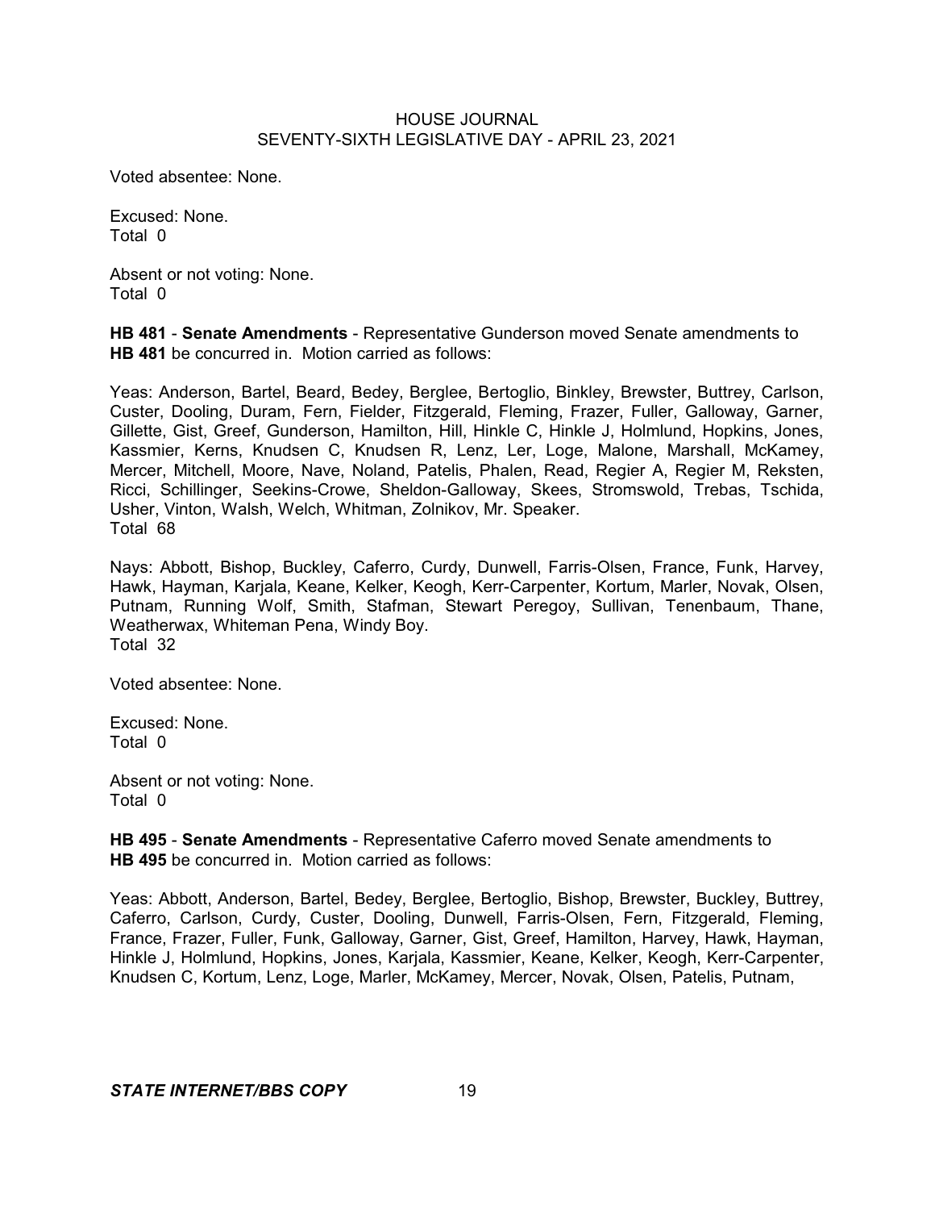Voted absentee: None.

Excused: None.
Total 0

Absent or not voting: None.
Total 0

**HB 481** - **Senate Amendments** - Representative Gunderson moved Senate amendments to **HB 481** be concurred in. Motion carried as follows:

Yeas: Anderson, Bartel, Beard, Bedey, Berglee, Bertoglio, Binkley, Brewster, Buttrey, Carlson, Custer, Dooling, Duram, Fern, Fielder, Fitzgerald, Fleming, Frazer, Fuller, Galloway, Garner, Gillette, Gist, Greef, Gunderson, Hamilton, Hill, Hinkle C, Hinkle J, Holmlund, Hopkins, Jones, Kassmier, Kerns, Knudsen C, Knudsen R, Lenz, Ler, Loge, Malone, Marshall, McKamey, Mercer, Mitchell, Moore, Nave, Noland, Patelis, Phalen, Read, Regier A, Regier M, Reksten, Ricci, Schillinger, Seekins-Crowe, Sheldon-Galloway, Skees, Stromswold, Trebas, Tschida, Usher, Vinton, Walsh, Welch, Whitman, Zolnikov, Mr. Speaker.
Total 68

Nays: Abbott, Bishop, Buckley, Caferro, Curdy, Dunwell, Farris-Olsen, France, Funk, Harvey, Hawk, Hayman, Karjala, Keane, Kelker, Keogh, Kerr-Carpenter, Kortum, Marler, Novak, Olsen, Putnam, Running Wolf, Smith, Stafman, Stewart Peregoy, Sullivan, Tenenbaum, Thane, Weatherwax, Whiteman Pena, Windy Boy.
Total 32

Voted absentee: None.

Excused: None.
Total 0

Absent or not voting: None.
Total 0

**HB 495** - **Senate Amendments** - Representative Caferro moved Senate amendments to **HB 495** be concurred in. Motion carried as follows:

Yeas: Abbott, Anderson, Bartel, Bedey, Berglee, Bertoglio, Bishop, Brewster, Buckley, Buttrey, Caferro, Carlson, Curdy, Custer, Dooling, Dunwell, Farris-Olsen, Fern, Fitzgerald, Fleming, France, Frazer, Fuller, Funk, Galloway, Garner, Gist, Greef, Hamilton, Harvey, Hawk, Hayman, Hinkle J, Holmlund, Hopkins, Jones, Karjala, Kassmier, Keane, Kelker, Keogh, Kerr-Carpenter, Knudsen C, Kortum, Lenz, Loge, Marler, McKamey, Mercer, Novak, Olsen, Patelis, Putnam,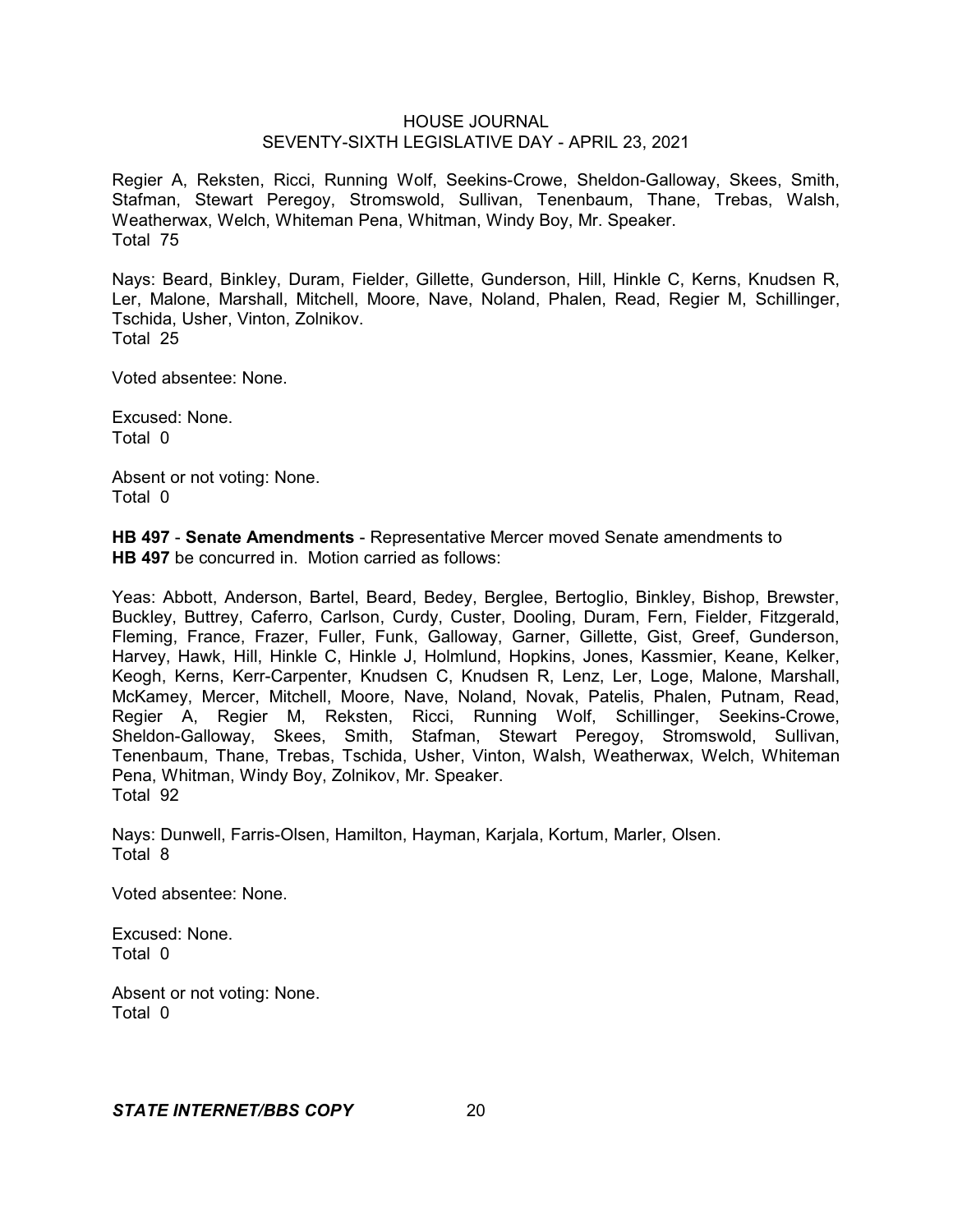Regier A, Reksten, Ricci, Running Wolf, Seekins-Crowe, Sheldon-Galloway, Skees, Smith, Stafman, Stewart Peregoy, Stromswold, Sullivan, Tenenbaum, Thane, Trebas, Walsh, Weatherwax, Welch, Whiteman Pena, Whitman, Windy Boy, Mr. Speaker.
Total 75

Nays: Beard, Binkley, Duram, Fielder, Gillette, Gunderson, Hill, Hinkle C, Kerns, Knudsen R, Ler, Malone, Marshall, Mitchell, Moore, Nave, Noland, Phalen, Read, Regier M, Schillinger, Tschida, Usher, Vinton, Zolnikov.
Total 25

Voted absentee: None.

Excused: None.
Total 0

Absent or not voting: None.
Total 0

**HB 497** - **Senate Amendments** - Representative Mercer moved Senate amendments to **HB 497** be concurred in. Motion carried as follows:

Yeas: Abbott, Anderson, Bartel, Beard, Bedey, Berglee, Bertoglio, Binkley, Bishop, Brewster, Buckley, Buttrey, Caferro, Carlson, Curdy, Custer, Dooling, Duram, Fern, Fielder, Fitzgerald, Fleming, France, Frazer, Fuller, Funk, Galloway, Garner, Gillette, Gist, Greef, Gunderson, Harvey, Hawk, Hill, Hinkle C, Hinkle J, Holmlund, Hopkins, Jones, Kassmier, Keane, Kelker, Keogh, Kerns, Kerr-Carpenter, Knudsen C, Knudsen R, Lenz, Ler, Loge, Malone, Marshall, McKamey, Mercer, Mitchell, Moore, Nave, Noland, Novak, Patelis, Phalen, Putnam, Read, Regier A, Regier M, Reksten, Ricci, Running Wolf, Schillinger, Seekins-Crowe, Sheldon-Galloway, Skees, Smith, Stafman, Stewart Peregoy, Stromswold, Sullivan, Tenenbaum, Thane, Trebas, Tschida, Usher, Vinton, Walsh, Weatherwax, Welch, Whiteman Pena, Whitman, Windy Boy, Zolnikov, Mr. Speaker.
Total 92

Nays: Dunwell, Farris-Olsen, Hamilton, Hayman, Karjala, Kortum, Marler, Olsen.
Total 8

Voted absentee: None.

Excused: None.
Total 0

Absent or not voting: None.
Total 0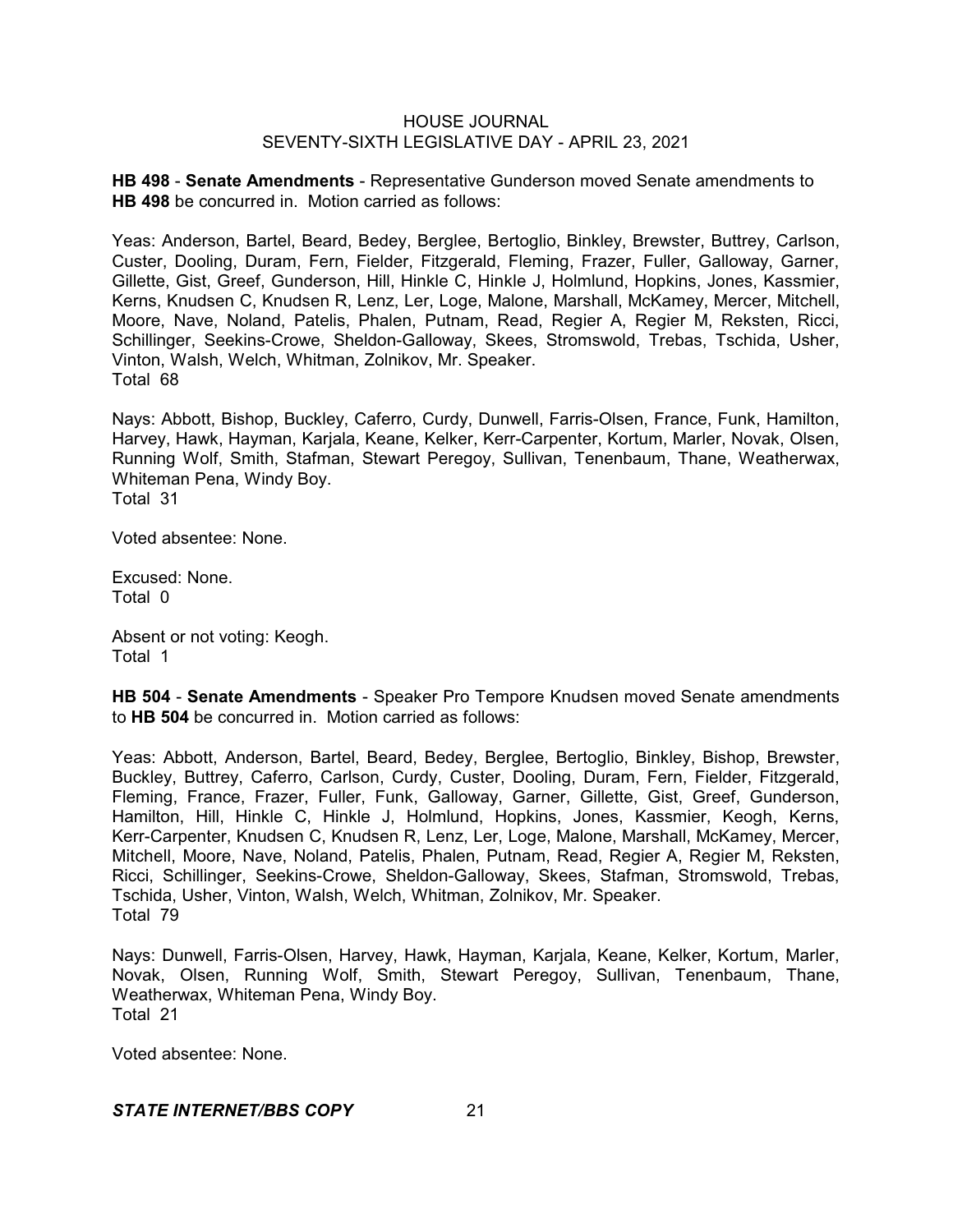**HB 498** - **Senate Amendments** - Representative Gunderson moved Senate amendments to **HB 498** be concurred in. Motion carried as follows:

Yeas: Anderson, Bartel, Beard, Bedey, Berglee, Bertoglio, Binkley, Brewster, Buttrey, Carlson, Custer, Dooling, Duram, Fern, Fielder, Fitzgerald, Fleming, Frazer, Fuller, Galloway, Garner, Gillette, Gist, Greef, Gunderson, Hill, Hinkle C, Hinkle J, Holmlund, Hopkins, Jones, Kassmier, Kerns, Knudsen C, Knudsen R, Lenz, Ler, Loge, Malone, Marshall, McKamey, Mercer, Mitchell, Moore, Nave, Noland, Patelis, Phalen, Putnam, Read, Regier A, Regier M, Reksten, Ricci, Schillinger, Seekins-Crowe, Sheldon-Galloway, Skees, Stromswold, Trebas, Tschida, Usher, Vinton, Walsh, Welch, Whitman, Zolnikov, Mr. Speaker.
Total 68

Nays: Abbott, Bishop, Buckley, Caferro, Curdy, Dunwell, Farris-Olsen, France, Funk, Hamilton, Harvey, Hawk, Hayman, Karjala, Keane, Kelker, Kerr-Carpenter, Kortum, Marler, Novak, Olsen, Running Wolf, Smith, Stafman, Stewart Peregoy, Sullivan, Tenenbaum, Thane, Weatherwax, Whiteman Pena, Windy Boy.
Total 31

Voted absentee: None.

Excused: None.
Total 0

Absent or not voting: Keogh.
Total 1

**HB 504** - **Senate Amendments** - Speaker Pro Tempore Knudsen moved Senate amendments to **HB 504** be concurred in. Motion carried as follows:

Yeas: Abbott, Anderson, Bartel, Beard, Bedey, Berglee, Bertoglio, Binkley, Bishop, Brewster, Buckley, Buttrey, Caferro, Carlson, Curdy, Custer, Dooling, Duram, Fern, Fielder, Fitzgerald, Fleming, France, Frazer, Fuller, Funk, Galloway, Garner, Gillette, Gist, Greef, Gunderson, Hamilton, Hill, Hinkle C, Hinkle J, Holmlund, Hopkins, Jones, Kassmier, Keogh, Kerns, Kerr-Carpenter, Knudsen C, Knudsen R, Lenz, Ler, Loge, Malone, Marshall, McKamey, Mercer, Mitchell, Moore, Nave, Noland, Patelis, Phalen, Putnam, Read, Regier A, Regier M, Reksten, Ricci, Schillinger, Seekins-Crowe, Sheldon-Galloway, Skees, Stafman, Stromswold, Trebas, Tschida, Usher, Vinton, Walsh, Welch, Whitman, Zolnikov, Mr. Speaker.
Total 79

Nays: Dunwell, Farris-Olsen, Harvey, Hawk, Hayman, Karjala, Keane, Kelker, Kortum, Marler, Novak, Olsen, Running Wolf, Smith, Stewart Peregoy, Sullivan, Tenenbaum, Thane, Weatherwax, Whiteman Pena, Windy Boy.
Total 21

Voted absentee: None.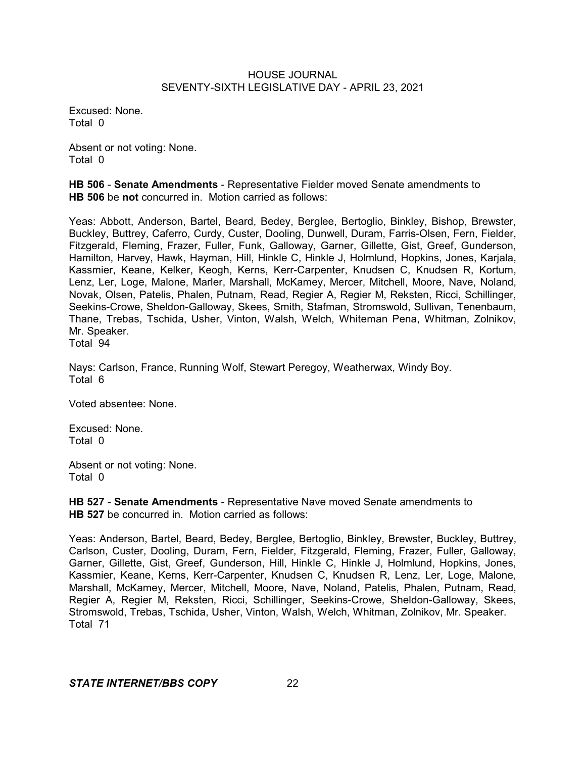Excused: None.
Total 0

Absent or not voting: None.
Total 0

**HB 506** - **Senate Amendments** - Representative Fielder moved Senate amendments to **HB 506** be **not** concurred in. Motion carried as follows:

Yeas: Abbott, Anderson, Bartel, Beard, Bedey, Berglee, Bertoglio, Binkley, Bishop, Brewster, Buckley, Buttrey, Caferro, Curdy, Custer, Dooling, Dunwell, Duram, Farris-Olsen, Fern, Fielder, Fitzgerald, Fleming, Frazer, Fuller, Funk, Galloway, Garner, Gillette, Gist, Greef, Gunderson, Hamilton, Harvey, Hawk, Hayman, Hill, Hinkle C, Hinkle J, Holmlund, Hopkins, Jones, Karjala, Kassmier, Keane, Kelker, Keogh, Kerns, Kerr-Carpenter, Knudsen C, Knudsen R, Kortum, Lenz, Ler, Loge, Malone, Marler, Marshall, McKamey, Mercer, Mitchell, Moore, Nave, Noland, Novak, Olsen, Patelis, Phalen, Putnam, Read, Regier A, Regier M, Reksten, Ricci, Schillinger, Seekins-Crowe, Sheldon-Galloway, Skees, Smith, Stafman, Stromswold, Sullivan, Tenenbaum, Thane, Trebas, Tschida, Usher, Vinton, Walsh, Welch, Whiteman Pena, Whitman, Zolnikov, Mr. Speaker.
Total 94

Nays: Carlson, France, Running Wolf, Stewart Peregoy, Weatherwax, Windy Boy.
Total 6

Voted absentee: None.

Excused: None.
Total 0

Absent or not voting: None.
Total 0

**HB 527** - **Senate Amendments** - Representative Nave moved Senate amendments to **HB 527** be concurred in. Motion carried as follows:

Yeas: Anderson, Bartel, Beard, Bedey, Berglee, Bertoglio, Binkley, Brewster, Buckley, Buttrey, Carlson, Custer, Dooling, Duram, Fern, Fielder, Fitzgerald, Fleming, Frazer, Fuller, Galloway, Garner, Gillette, Gist, Greef, Gunderson, Hill, Hinkle C, Hinkle J, Holmlund, Hopkins, Jones, Kassmier, Keane, Kerns, Kerr-Carpenter, Knudsen C, Knudsen R, Lenz, Ler, Loge, Malone, Marshall, McKamey, Mercer, Mitchell, Moore, Nave, Noland, Patelis, Phalen, Putnam, Read, Regier A, Regier M, Reksten, Ricci, Schillinger, Seekins-Crowe, Sheldon-Galloway, Skees, Stromswold, Trebas, Tschida, Usher, Vinton, Walsh, Welch, Whitman, Zolnikov, Mr. Speaker.
Total 71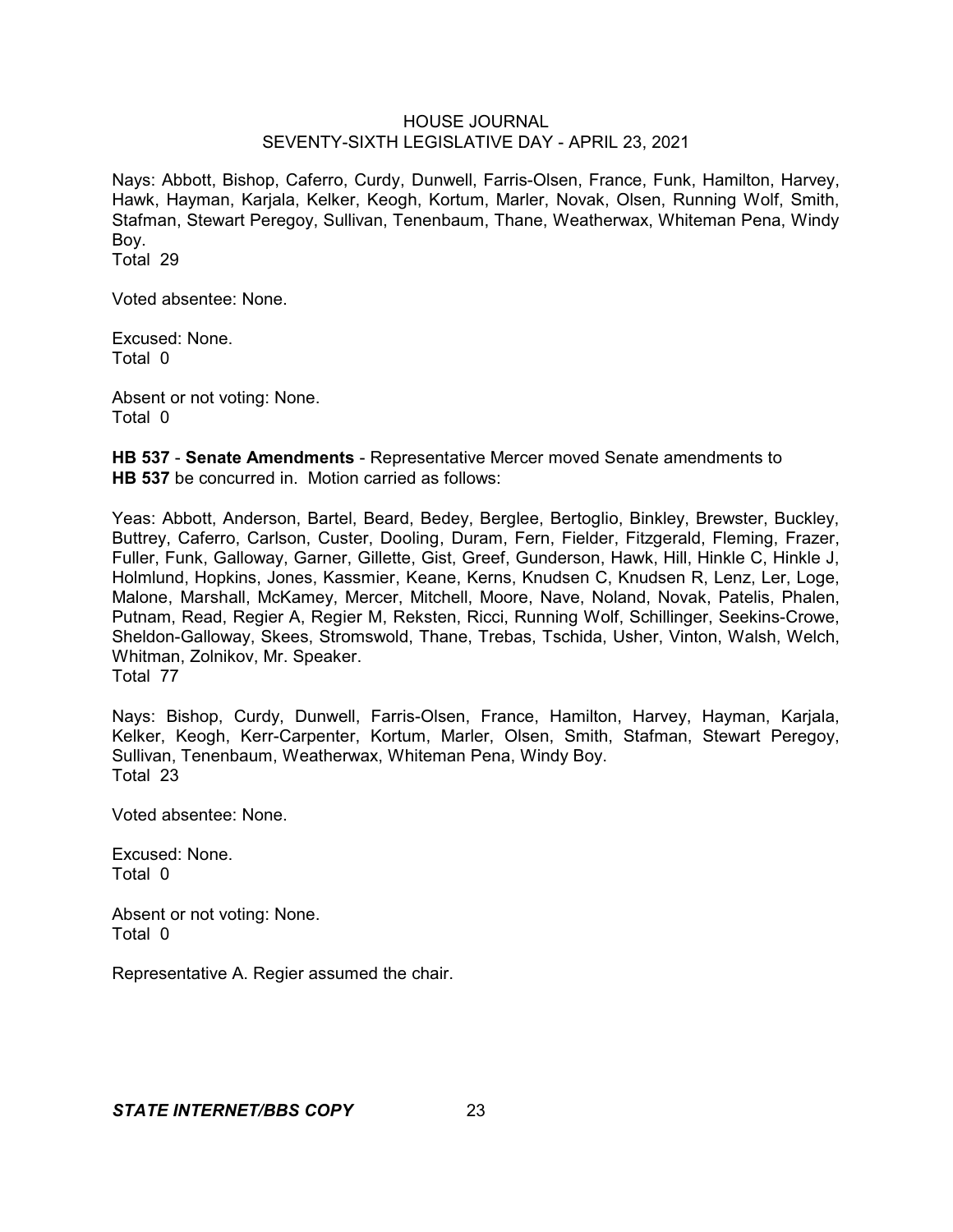Nays: Abbott, Bishop, Caferro, Curdy, Dunwell, Farris-Olsen, France, Funk, Hamilton, Harvey, Hawk, Hayman, Karjala, Kelker, Keogh, Kortum, Marler, Novak, Olsen, Running Wolf, Smith, Stafman, Stewart Peregoy, Sullivan, Tenenbaum, Thane, Weatherwax, Whiteman Pena, Windy Boy.
Total 29

Voted absentee: None.

Excused: None.
Total 0

Absent or not voting: None.
Total 0

**HB 537** - **Senate Amendments** - Representative Mercer moved Senate amendments to **HB 537** be concurred in. Motion carried as follows:

Yeas: Abbott, Anderson, Bartel, Beard, Bedey, Berglee, Bertoglio, Binkley, Brewster, Buckley, Buttrey, Caferro, Carlson, Custer, Dooling, Duram, Fern, Fielder, Fitzgerald, Fleming, Frazer, Fuller, Funk, Galloway, Garner, Gillette, Gist, Greef, Gunderson, Hawk, Hill, Hinkle C, Hinkle J, Holmlund, Hopkins, Jones, Kassmier, Keane, Kerns, Knudsen C, Knudsen R, Lenz, Ler, Loge, Malone, Marshall, McKamey, Mercer, Mitchell, Moore, Nave, Noland, Novak, Patelis, Phalen, Putnam, Read, Regier A, Regier M, Reksten, Ricci, Running Wolf, Schillinger, Seekins-Crowe, Sheldon-Galloway, Skees, Stromswold, Thane, Trebas, Tschida, Usher, Vinton, Walsh, Welch, Whitman, Zolnikov, Mr. Speaker.
Total 77

Nays: Bishop, Curdy, Dunwell, Farris-Olsen, France, Hamilton, Harvey, Hayman, Karjala, Kelker, Keogh, Kerr-Carpenter, Kortum, Marler, Olsen, Smith, Stafman, Stewart Peregoy, Sullivan, Tenenbaum, Weatherwax, Whiteman Pena, Windy Boy.
Total 23

Voted absentee: None.

Excused: None.
Total 0

Absent or not voting: None.
Total 0

Representative A. Regier assumed the chair.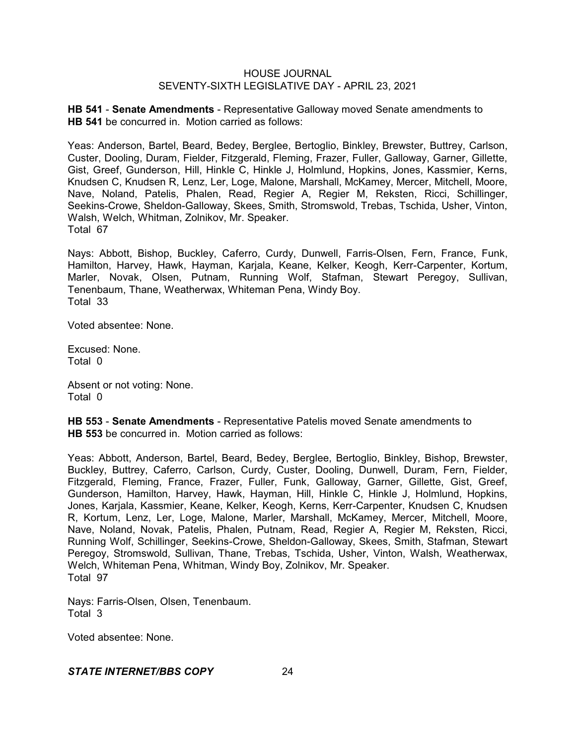**HB 541** - **Senate Amendments** - Representative Galloway moved Senate amendments to **HB 541** be concurred in. Motion carried as follows:

Yeas: Anderson, Bartel, Beard, Bedey, Berglee, Bertoglio, Binkley, Brewster, Buttrey, Carlson, Custer, Dooling, Duram, Fielder, Fitzgerald, Fleming, Frazer, Fuller, Galloway, Garner, Gillette, Gist, Greef, Gunderson, Hill, Hinkle C, Hinkle J, Holmlund, Hopkins, Jones, Kassmier, Kerns, Knudsen C, Knudsen R, Lenz, Ler, Loge, Malone, Marshall, McKamey, Mercer, Mitchell, Moore, Nave, Noland, Patelis, Phalen, Read, Regier A, Regier M, Reksten, Ricci, Schillinger, Seekins-Crowe, Sheldon-Galloway, Skees, Smith, Stromswold, Trebas, Tschida, Usher, Vinton, Walsh, Welch, Whitman, Zolnikov, Mr. Speaker.
Total 67

Nays: Abbott, Bishop, Buckley, Caferro, Curdy, Dunwell, Farris-Olsen, Fern, France, Funk, Hamilton, Harvey, Hawk, Hayman, Karjala, Keane, Kelker, Keogh, Kerr-Carpenter, Kortum, Marler, Novak, Olsen, Putnam, Running Wolf, Stafman, Stewart Peregoy, Sullivan, Tenenbaum, Thane, Weatherwax, Whiteman Pena, Windy Boy.
Total 33

Voted absentee: None.

Excused: None.
Total 0

Absent or not voting: None.
Total 0

**HB 553** - **Senate Amendments** - Representative Patelis moved Senate amendments to **HB 553** be concurred in. Motion carried as follows:

Yeas: Abbott, Anderson, Bartel, Beard, Bedey, Berglee, Bertoglio, Binkley, Bishop, Brewster, Buckley, Buttrey, Caferro, Carlson, Curdy, Custer, Dooling, Dunwell, Duram, Fern, Fielder, Fitzgerald, Fleming, France, Frazer, Fuller, Funk, Galloway, Garner, Gillette, Gist, Greef, Gunderson, Hamilton, Harvey, Hawk, Hayman, Hill, Hinkle C, Hinkle J, Holmlund, Hopkins, Jones, Karjala, Kassmier, Keane, Kelker, Keogh, Kerns, Kerr-Carpenter, Knudsen C, Knudsen R, Kortum, Lenz, Ler, Loge, Malone, Marler, Marshall, McKamey, Mercer, Mitchell, Moore, Nave, Noland, Novak, Patelis, Phalen, Putnam, Read, Regier A, Regier M, Reksten, Ricci, Running Wolf, Schillinger, Seekins-Crowe, Sheldon-Galloway, Skees, Smith, Stafman, Stewart Peregoy, Stromswold, Sullivan, Thane, Trebas, Tschida, Usher, Vinton, Walsh, Weatherwax, Welch, Whiteman Pena, Whitman, Windy Boy, Zolnikov, Mr. Speaker.
Total 97

Nays: Farris-Olsen, Olsen, Tenenbaum.
Total 3

Voted absentee: None.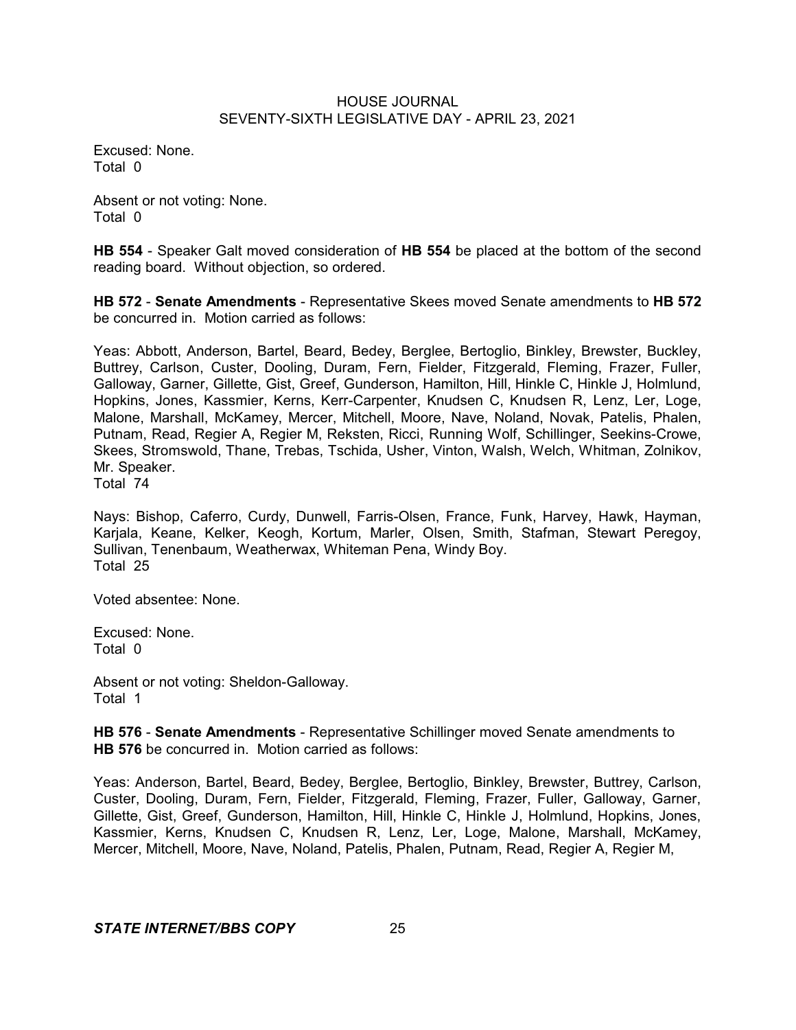Excused: None.
Total 0

Absent or not voting: None.
Total 0

**HB 554** - Speaker Galt moved consideration of **HB 554** be placed at the bottom of the second reading board. Without objection, so ordered.

**HB 572** - **Senate Amendments** - Representative Skees moved Senate amendments to **HB 572** be concurred in. Motion carried as follows:

Yeas: Abbott, Anderson, Bartel, Beard, Bedey, Berglee, Bertoglio, Binkley, Brewster, Buckley, Buttrey, Carlson, Custer, Dooling, Duram, Fern, Fielder, Fitzgerald, Fleming, Frazer, Fuller, Galloway, Garner, Gillette, Gist, Greef, Gunderson, Hamilton, Hill, Hinkle C, Hinkle J, Holmlund, Hopkins, Jones, Kassmier, Kerns, Kerr-Carpenter, Knudsen C, Knudsen R, Lenz, Ler, Loge, Malone, Marshall, McKamey, Mercer, Mitchell, Moore, Nave, Noland, Novak, Patelis, Phalen, Putnam, Read, Regier A, Regier M, Reksten, Ricci, Running Wolf, Schillinger, Seekins-Crowe, Skees, Stromswold, Thane, Trebas, Tschida, Usher, Vinton, Walsh, Welch, Whitman, Zolnikov, Mr. Speaker.
Total 74

Nays: Bishop, Caferro, Curdy, Dunwell, Farris-Olsen, France, Funk, Harvey, Hawk, Hayman, Karjala, Keane, Kelker, Keogh, Kortum, Marler, Olsen, Smith, Stafman, Stewart Peregoy, Sullivan, Tenenbaum, Weatherwax, Whiteman Pena, Windy Boy.
Total 25

Voted absentee: None.

Excused: None.
Total 0

Absent or not voting: Sheldon-Galloway.
Total 1

**HB 576** - **Senate Amendments** - Representative Schillinger moved Senate amendments to **HB 576** be concurred in. Motion carried as follows:

Yeas: Anderson, Bartel, Beard, Bedey, Berglee, Bertoglio, Binkley, Brewster, Buttrey, Carlson, Custer, Dooling, Duram, Fern, Fielder, Fitzgerald, Fleming, Frazer, Fuller, Galloway, Garner, Gillette, Gist, Greef, Gunderson, Hamilton, Hill, Hinkle C, Hinkle J, Holmlund, Hopkins, Jones, Kassmier, Kerns, Knudsen C, Knudsen R, Lenz, Ler, Loge, Malone, Marshall, McKamey, Mercer, Mitchell, Moore, Nave, Noland, Patelis, Phalen, Putnam, Read, Regier A, Regier M,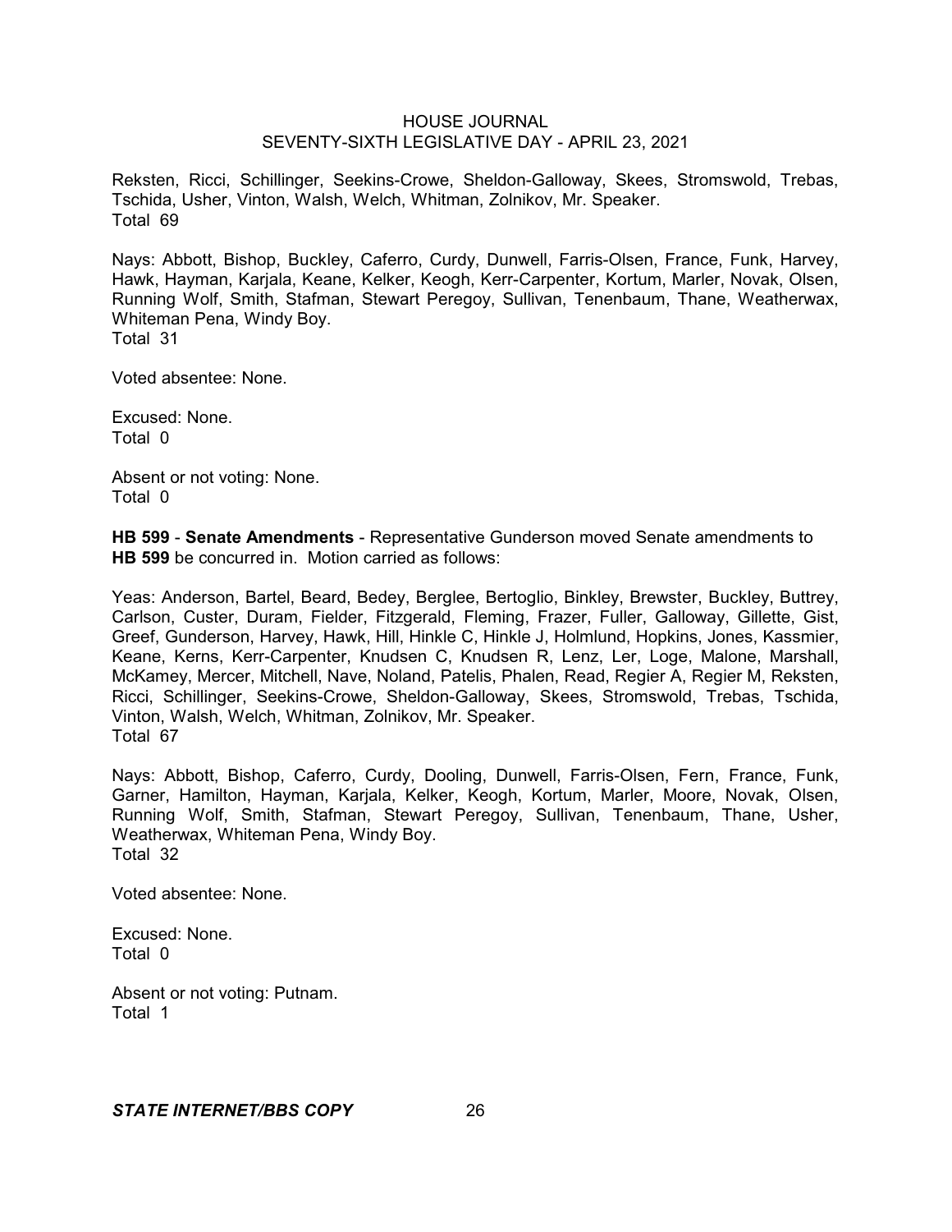Reksten, Ricci, Schillinger, Seekins-Crowe, Sheldon-Galloway, Skees, Stromswold, Trebas, Tschida, Usher, Vinton, Walsh, Welch, Whitman, Zolnikov, Mr. Speaker.
Total 69

Nays: Abbott, Bishop, Buckley, Caferro, Curdy, Dunwell, Farris-Olsen, France, Funk, Harvey, Hawk, Hayman, Karjala, Keane, Kelker, Keogh, Kerr-Carpenter, Kortum, Marler, Novak, Olsen, Running Wolf, Smith, Stafman, Stewart Peregoy, Sullivan, Tenenbaum, Thane, Weatherwax, Whiteman Pena, Windy Boy.
Total 31

Voted absentee: None.

Excused: None.
Total 0

Absent or not voting: None.
Total 0

**HB 599** - **Senate Amendments** - Representative Gunderson moved Senate amendments to **HB 599** be concurred in. Motion carried as follows:

Yeas: Anderson, Bartel, Beard, Bedey, Berglee, Bertoglio, Binkley, Brewster, Buckley, Buttrey, Carlson, Custer, Duram, Fielder, Fitzgerald, Fleming, Frazer, Fuller, Galloway, Gillette, Gist, Greef, Gunderson, Harvey, Hawk, Hill, Hinkle C, Hinkle J, Holmlund, Hopkins, Jones, Kassmier, Keane, Kerns, Kerr-Carpenter, Knudsen C, Knudsen R, Lenz, Ler, Loge, Malone, Marshall, McKamey, Mercer, Mitchell, Nave, Noland, Patelis, Phalen, Read, Regier A, Regier M, Reksten, Ricci, Schillinger, Seekins-Crowe, Sheldon-Galloway, Skees, Stromswold, Trebas, Tschida, Vinton, Walsh, Welch, Whitman, Zolnikov, Mr. Speaker.
Total 67

Nays: Abbott, Bishop, Caferro, Curdy, Dooling, Dunwell, Farris-Olsen, Fern, France, Funk, Garner, Hamilton, Hayman, Karjala, Kelker, Keogh, Kortum, Marler, Moore, Novak, Olsen, Running Wolf, Smith, Stafman, Stewart Peregoy, Sullivan, Tenenbaum, Thane, Usher, Weatherwax, Whiteman Pena, Windy Boy.
Total 32

Voted absentee: None.

Excused: None.
Total 0

Absent or not voting: Putnam.
Total 1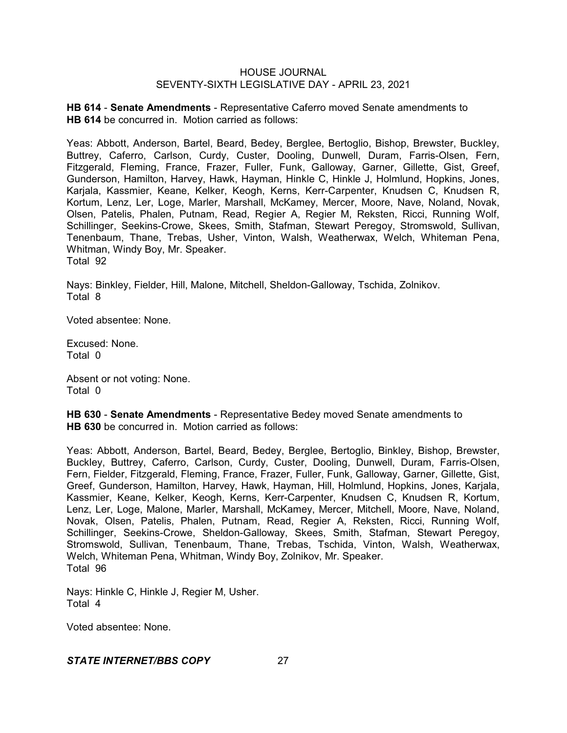**HB 614** - **Senate Amendments** - Representative Caferro moved Senate amendments to **HB 614** be concurred in. Motion carried as follows:

Yeas: Abbott, Anderson, Bartel, Beard, Bedey, Berglee, Bertoglio, Bishop, Brewster, Buckley, Buttrey, Caferro, Carlson, Curdy, Custer, Dooling, Dunwell, Duram, Farris-Olsen, Fern, Fitzgerald, Fleming, France, Frazer, Fuller, Funk, Galloway, Garner, Gillette, Gist, Greef, Gunderson, Hamilton, Harvey, Hawk, Hayman, Hinkle C, Hinkle J, Holmlund, Hopkins, Jones, Karjala, Kassmier, Keane, Kelker, Keogh, Kerns, Kerr-Carpenter, Knudsen C, Knudsen R, Kortum, Lenz, Ler, Loge, Marler, Marshall, McKamey, Mercer, Moore, Nave, Noland, Novak, Olsen, Patelis, Phalen, Putnam, Read, Regier A, Regier M, Reksten, Ricci, Running Wolf, Schillinger, Seekins-Crowe, Skees, Smith, Stafman, Stewart Peregoy, Stromswold, Sullivan, Tenenbaum, Thane, Trebas, Usher, Vinton, Walsh, Weatherwax, Welch, Whiteman Pena, Whitman, Windy Boy, Mr. Speaker.
Total 92

Nays: Binkley, Fielder, Hill, Malone, Mitchell, Sheldon-Galloway, Tschida, Zolnikov.
Total 8

Voted absentee: None.

Excused: None.
Total 0

Absent or not voting: None.
Total 0

**HB 630** - **Senate Amendments** - Representative Bedey moved Senate amendments to **HB 630** be concurred in. Motion carried as follows:

Yeas: Abbott, Anderson, Bartel, Beard, Bedey, Berglee, Bertoglio, Binkley, Bishop, Brewster, Buckley, Buttrey, Caferro, Carlson, Curdy, Custer, Dooling, Dunwell, Duram, Farris-Olsen, Fern, Fielder, Fitzgerald, Fleming, France, Frazer, Fuller, Funk, Galloway, Garner, Gillette, Gist, Greef, Gunderson, Hamilton, Harvey, Hawk, Hayman, Hill, Holmlund, Hopkins, Jones, Karjala, Kassmier, Keane, Kelker, Keogh, Kerns, Kerr-Carpenter, Knudsen C, Knudsen R, Kortum, Lenz, Ler, Loge, Malone, Marler, Marshall, McKamey, Mercer, Mitchell, Moore, Nave, Noland, Novak, Olsen, Patelis, Phalen, Putnam, Read, Regier A, Reksten, Ricci, Running Wolf, Schillinger, Seekins-Crowe, Sheldon-Galloway, Skees, Smith, Stafman, Stewart Peregoy, Stromswold, Sullivan, Tenenbaum, Thane, Trebas, Tschida, Vinton, Walsh, Weatherwax, Welch, Whiteman Pena, Whitman, Windy Boy, Zolnikov, Mr. Speaker.
Total 96

Nays: Hinkle C, Hinkle J, Regier M, Usher.
Total 4

Voted absentee: None.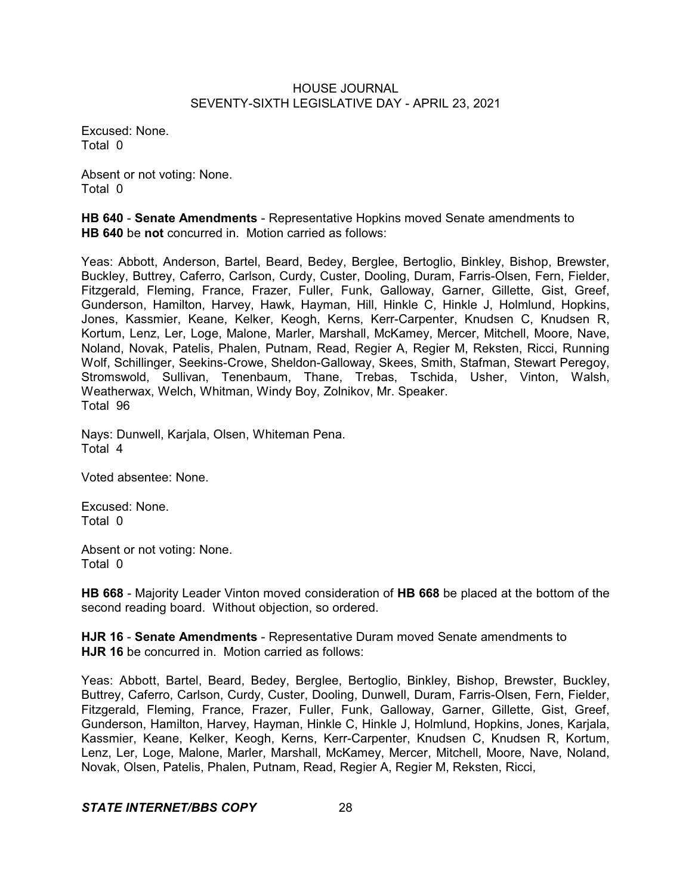Excused: None.
Total 0

Absent or not voting: None.
Total 0

**HB 640** - **Senate Amendments** - Representative Hopkins moved Senate amendments to **HB 640** be **not** concurred in. Motion carried as follows:

Yeas: Abbott, Anderson, Bartel, Beard, Bedey, Berglee, Bertoglio, Binkley, Bishop, Brewster, Buckley, Buttrey, Caferro, Carlson, Curdy, Custer, Dooling, Duram, Farris-Olsen, Fern, Fielder, Fitzgerald, Fleming, France, Frazer, Fuller, Funk, Galloway, Garner, Gillette, Gist, Greef, Gunderson, Hamilton, Harvey, Hawk, Hayman, Hill, Hinkle C, Hinkle J, Holmlund, Hopkins, Jones, Kassmier, Keane, Kelker, Keogh, Kerns, Kerr-Carpenter, Knudsen C, Knudsen R, Kortum, Lenz, Ler, Loge, Malone, Marler, Marshall, McKamey, Mercer, Mitchell, Moore, Nave, Noland, Novak, Patelis, Phalen, Putnam, Read, Regier A, Regier M, Reksten, Ricci, Running Wolf, Schillinger, Seekins-Crowe, Sheldon-Galloway, Skees, Smith, Stafman, Stewart Peregoy, Stromswold, Sullivan, Tenenbaum, Thane, Trebas, Tschida, Usher, Vinton, Walsh, Weatherwax, Welch, Whitman, Windy Boy, Zolnikov, Mr. Speaker.
Total 96

Nays: Dunwell, Karjala, Olsen, Whiteman Pena.
Total 4

Voted absentee: None.

Excused: None.
Total 0

Absent or not voting: None.
Total 0

**HB 668** - Majority Leader Vinton moved consideration of **HB 668** be placed at the bottom of the second reading board. Without objection, so ordered.

**HJR 16** - **Senate Amendments** - Representative Duram moved Senate amendments to **HJR 16** be concurred in. Motion carried as follows:

Yeas: Abbott, Bartel, Beard, Bedey, Berglee, Bertoglio, Binkley, Bishop, Brewster, Buckley, Buttrey, Caferro, Carlson, Curdy, Custer, Dooling, Dunwell, Duram, Farris-Olsen, Fern, Fielder, Fitzgerald, Fleming, France, Frazer, Fuller, Funk, Galloway, Garner, Gillette, Gist, Greef, Gunderson, Hamilton, Harvey, Hayman, Hinkle C, Hinkle J, Holmlund, Hopkins, Jones, Karjala, Kassmier, Keane, Kelker, Keogh, Kerns, Kerr-Carpenter, Knudsen C, Knudsen R, Kortum, Lenz, Ler, Loge, Malone, Marler, Marshall, McKamey, Mercer, Mitchell, Moore, Nave, Noland, Novak, Olsen, Patelis, Phalen, Putnam, Read, Regier A, Regier M, Reksten, Ricci,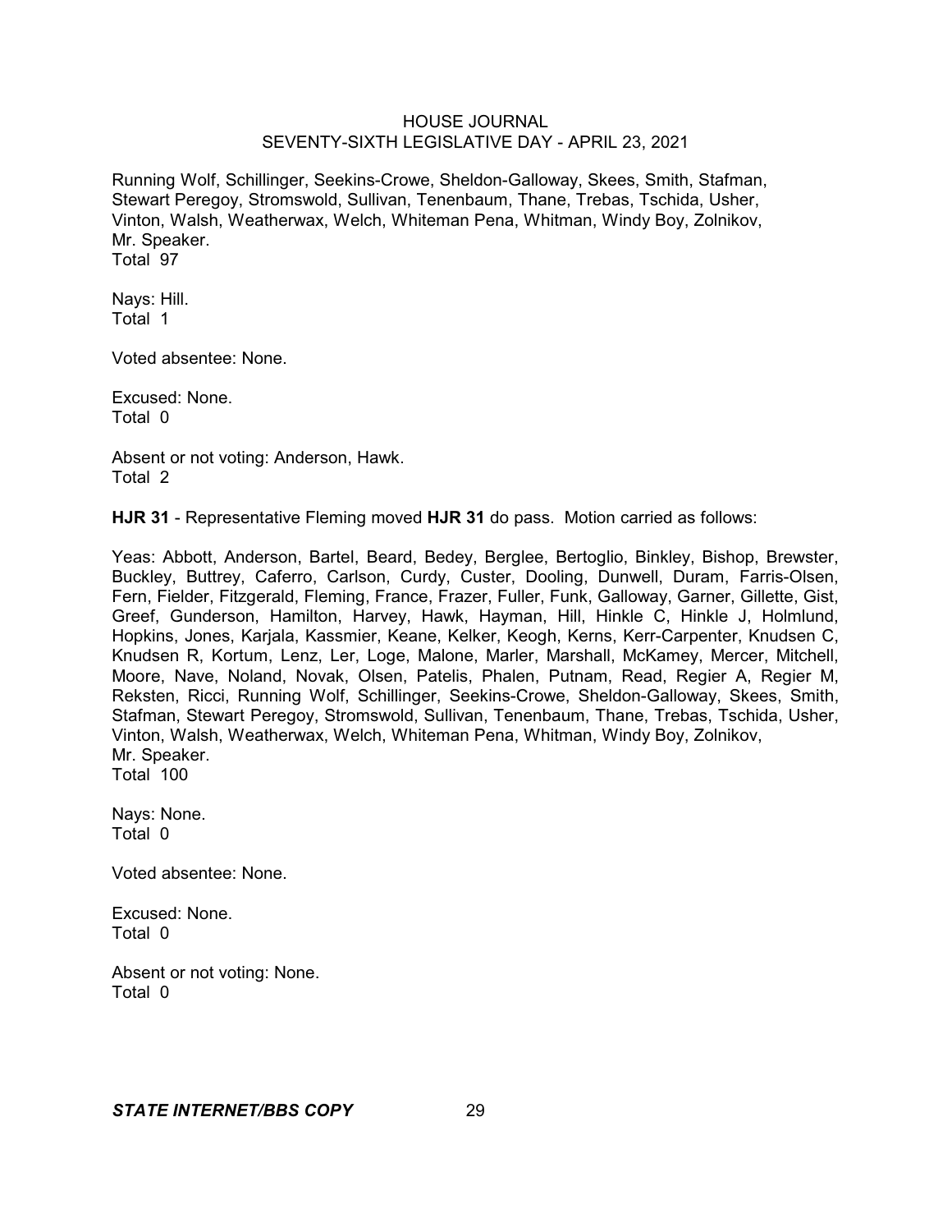Running Wolf, Schillinger, Seekins-Crowe, Sheldon-Galloway, Skees, Smith, Stafman, Stewart Peregoy, Stromswold, Sullivan, Tenenbaum, Thane, Trebas, Tschida, Usher, Vinton, Walsh, Weatherwax, Welch, Whiteman Pena, Whitman, Windy Boy, Zolnikov, Mr. Speaker.
Total 97

Nays: Hill.
Total 1

Voted absentee: None.

Excused: None.
Total 0

Absent or not voting: Anderson, Hawk.
Total 2

**HJR 31** - Representative Fleming moved **HJR 31** do pass. Motion carried as follows:

Yeas: Abbott, Anderson, Bartel, Beard, Bedey, Berglee, Bertoglio, Binkley, Bishop, Brewster, Buckley, Buttrey, Caferro, Carlson, Curdy, Custer, Dooling, Dunwell, Duram, Farris-Olsen, Fern, Fielder, Fitzgerald, Fleming, France, Frazer, Fuller, Funk, Galloway, Garner, Gillette, Gist, Greef, Gunderson, Hamilton, Harvey, Hawk, Hayman, Hill, Hinkle C, Hinkle J, Holmlund, Hopkins, Jones, Karjala, Kassmier, Keane, Kelker, Keogh, Kerns, Kerr-Carpenter, Knudsen C, Knudsen R, Kortum, Lenz, Ler, Loge, Malone, Marler, Marshall, McKamey, Mercer, Mitchell, Moore, Nave, Noland, Novak, Olsen, Patelis, Phalen, Putnam, Read, Regier A, Regier M, Reksten, Ricci, Running Wolf, Schillinger, Seekins-Crowe, Sheldon-Galloway, Skees, Smith, Stafman, Stewart Peregoy, Stromswold, Sullivan, Tenenbaum, Thane, Trebas, Tschida, Usher, Vinton, Walsh, Weatherwax, Welch, Whiteman Pena, Whitman, Windy Boy, Zolnikov, Mr. Speaker.
Total 100

Nays: None.
Total 0

Voted absentee: None.

Excused: None.
Total 0

Absent or not voting: None.
Total 0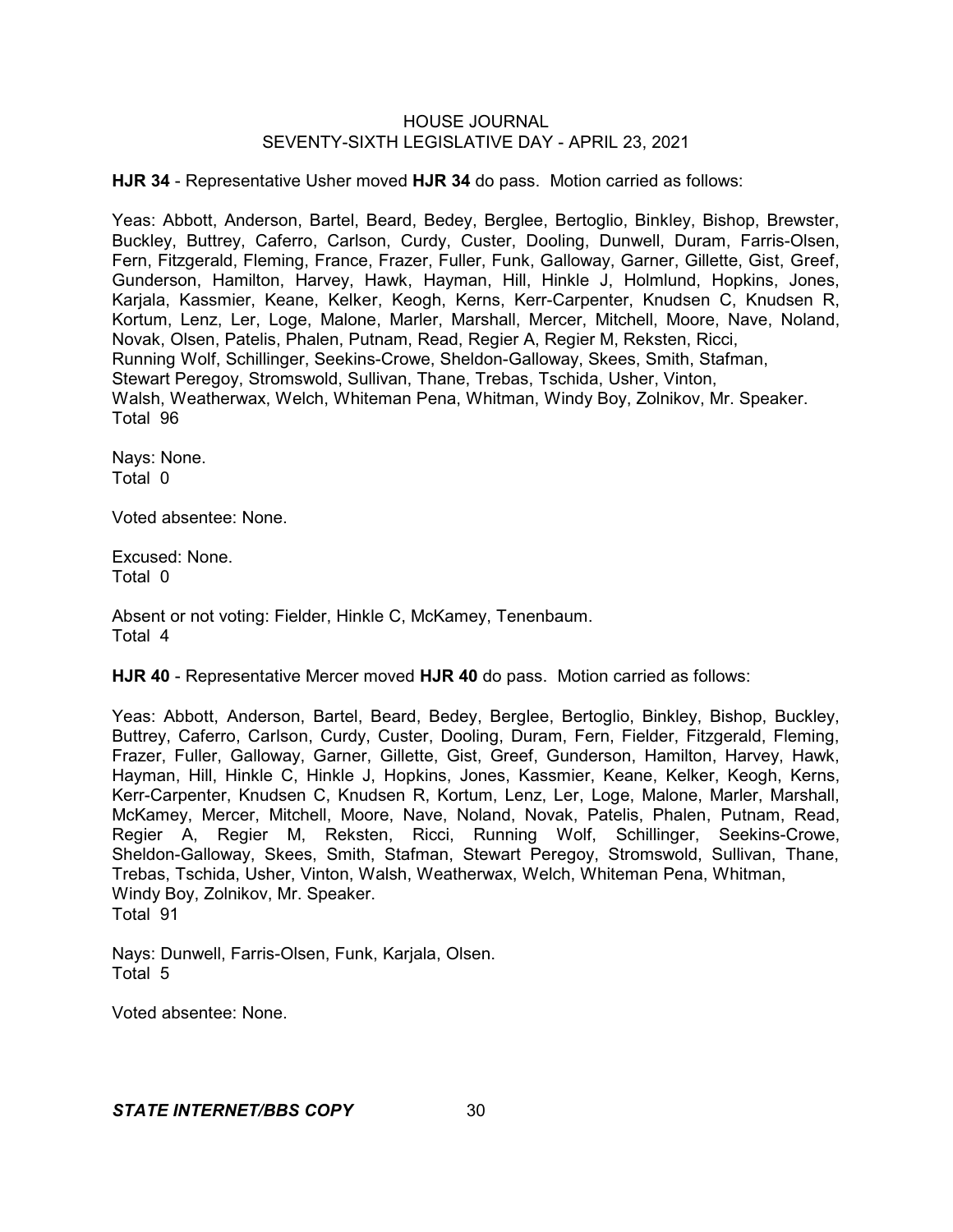**HJR 34** - Representative Usher moved **HJR 34** do pass. Motion carried as follows:

Yeas: Abbott, Anderson, Bartel, Beard, Bedey, Berglee, Bertoglio, Binkley, Bishop, Brewster, Buckley, Buttrey, Caferro, Carlson, Curdy, Custer, Dooling, Dunwell, Duram, Farris-Olsen, Fern, Fitzgerald, Fleming, France, Frazer, Fuller, Funk, Galloway, Garner, Gillette, Gist, Greef, Gunderson, Hamilton, Harvey, Hawk, Hayman, Hill, Hinkle J, Holmlund, Hopkins, Jones, Karjala, Kassmier, Keane, Kelker, Keogh, Kerns, Kerr-Carpenter, Knudsen C, Knudsen R, Kortum, Lenz, Ler, Loge, Malone, Marler, Marshall, Mercer, Mitchell, Moore, Nave, Noland, Novak, Olsen, Patelis, Phalen, Putnam, Read, Regier A, Regier M, Reksten, Ricci, Running Wolf, Schillinger, Seekins-Crowe, Sheldon-Galloway, Skees, Smith, Stafman, Stewart Peregoy, Stromswold, Sullivan, Thane, Trebas, Tschida, Usher, Vinton, Walsh, Weatherwax, Welch, Whiteman Pena, Whitman, Windy Boy, Zolnikov, Mr. Speaker.
Total 96

Nays: None.
Total 0

Voted absentee: None.

Excused: None.
Total 0

Absent or not voting: Fielder, Hinkle C, McKamey, Tenenbaum.
Total 4

**HJR 40** - Representative Mercer moved **HJR 40** do pass. Motion carried as follows:

Yeas: Abbott, Anderson, Bartel, Beard, Bedey, Berglee, Bertoglio, Binkley, Bishop, Buckley, Buttrey, Caferro, Carlson, Curdy, Custer, Dooling, Duram, Fern, Fielder, Fitzgerald, Fleming, Frazer, Fuller, Galloway, Garner, Gillette, Gist, Greef, Gunderson, Hamilton, Harvey, Hawk, Hayman, Hill, Hinkle C, Hinkle J, Hopkins, Jones, Kassmier, Keane, Kelker, Keogh, Kerns, Kerr-Carpenter, Knudsen C, Knudsen R, Kortum, Lenz, Ler, Loge, Malone, Marler, Marshall, McKamey, Mercer, Mitchell, Moore, Nave, Noland, Novak, Patelis, Phalen, Putnam, Read, Regier A, Regier M, Reksten, Ricci, Running Wolf, Schillinger, Seekins-Crowe, Sheldon-Galloway, Skees, Smith, Stafman, Stewart Peregoy, Stromswold, Sullivan, Thane, Trebas, Tschida, Usher, Vinton, Walsh, Weatherwax, Welch, Whiteman Pena, Whitman, Windy Boy, Zolnikov, Mr. Speaker.
Total 91

Nays: Dunwell, Farris-Olsen, Funk, Karjala, Olsen.
Total 5

Voted absentee: None.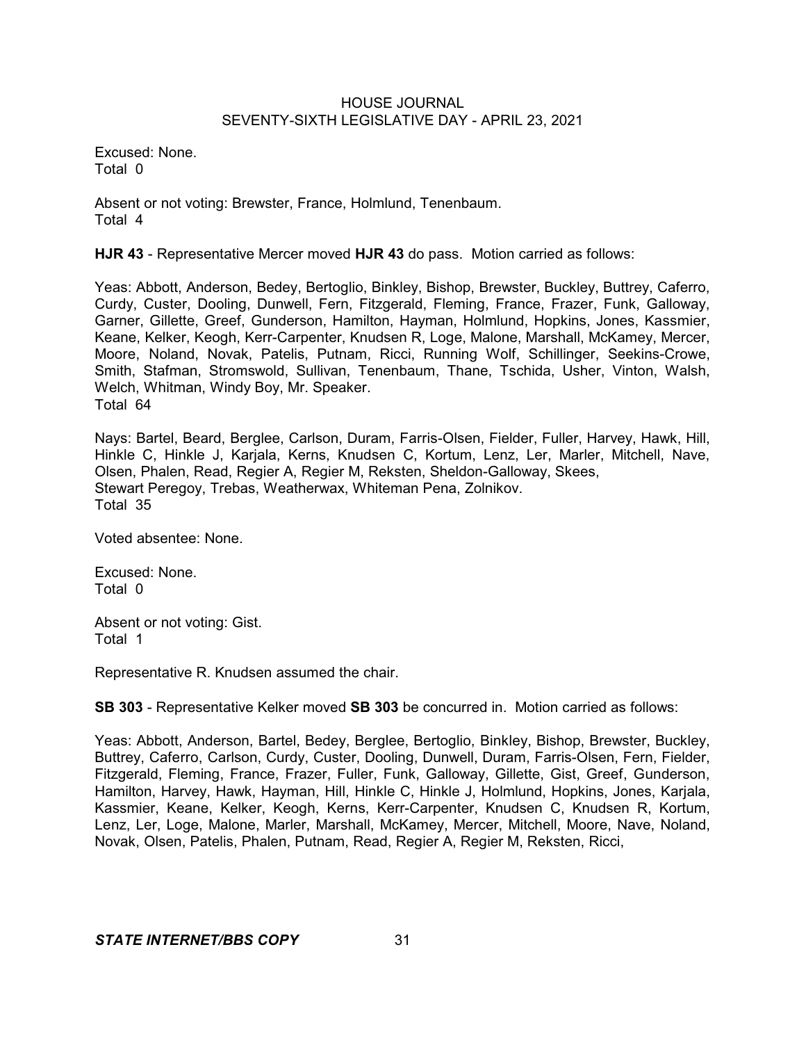Excused: None.
Total 0

Absent or not voting: Brewster, France, Holmlund, Tenenbaum.
Total 4

**HJR 43** - Representative Mercer moved **HJR 43** do pass. Motion carried as follows:

Yeas: Abbott, Anderson, Bedey, Bertoglio, Binkley, Bishop, Brewster, Buckley, Buttrey, Caferro, Curdy, Custer, Dooling, Dunwell, Fern, Fitzgerald, Fleming, France, Frazer, Funk, Galloway, Garner, Gillette, Greef, Gunderson, Hamilton, Hayman, Holmlund, Hopkins, Jones, Kassmier, Keane, Kelker, Keogh, Kerr-Carpenter, Knudsen R, Loge, Malone, Marshall, McKamey, Mercer, Moore, Noland, Novak, Patelis, Putnam, Ricci, Running Wolf, Schillinger, Seekins-Crowe, Smith, Stafman, Stromswold, Sullivan, Tenenbaum, Thane, Tschida, Usher, Vinton, Walsh, Welch, Whitman, Windy Boy, Mr. Speaker.
Total 64

Nays: Bartel, Beard, Berglee, Carlson, Duram, Farris-Olsen, Fielder, Fuller, Harvey, Hawk, Hill, Hinkle C, Hinkle J, Karjala, Kerns, Knudsen C, Kortum, Lenz, Ler, Marler, Mitchell, Nave, Olsen, Phalen, Read, Regier A, Regier M, Reksten, Sheldon-Galloway, Skees, Stewart Peregoy, Trebas, Weatherwax, Whiteman Pena, Zolnikov.
Total 35

Voted absentee: None.

Excused: None.
Total 0

Absent or not voting: Gist.
Total 1

Representative R. Knudsen assumed the chair.

**SB 303** - Representative Kelker moved **SB 303** be concurred in. Motion carried as follows:

Yeas: Abbott, Anderson, Bartel, Bedey, Berglee, Bertoglio, Binkley, Bishop, Brewster, Buckley, Buttrey, Caferro, Carlson, Curdy, Custer, Dooling, Dunwell, Duram, Farris-Olsen, Fern, Fielder, Fitzgerald, Fleming, France, Frazer, Fuller, Funk, Galloway, Gillette, Gist, Greef, Gunderson, Hamilton, Harvey, Hawk, Hayman, Hill, Hinkle C, Hinkle J, Holmlund, Hopkins, Jones, Karjala, Kassmier, Keane, Kelker, Keogh, Kerns, Kerr-Carpenter, Knudsen C, Knudsen R, Kortum, Lenz, Ler, Loge, Malone, Marler, Marshall, McKamey, Mercer, Mitchell, Moore, Nave, Noland, Novak, Olsen, Patelis, Phalen, Putnam, Read, Regier A, Regier M, Reksten, Ricci,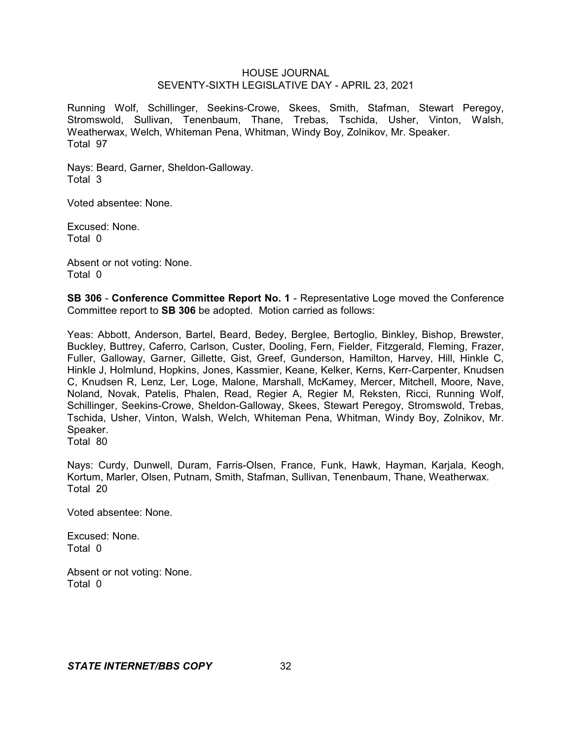Running Wolf, Schillinger, Seekins-Crowe, Skees, Smith, Stafman, Stewart Peregoy, Stromswold, Sullivan, Tenenbaum, Thane, Trebas, Tschida, Usher, Vinton, Walsh, Weatherwax, Welch, Whiteman Pena, Whitman, Windy Boy, Zolnikov, Mr. Speaker.
Total 97

Nays: Beard, Garner, Sheldon-Galloway.
Total 3

Voted absentee: None.

Excused: None.
Total 0

Absent or not voting: None.
Total 0

**SB 306** - **Conference Committee Report No. 1** - Representative Loge moved the Conference Committee report to **SB 306** be adopted. Motion carried as follows:

Yeas: Abbott, Anderson, Bartel, Beard, Bedey, Berglee, Bertoglio, Binkley, Bishop, Brewster, Buckley, Buttrey, Caferro, Carlson, Custer, Dooling, Fern, Fielder, Fitzgerald, Fleming, Frazer, Fuller, Galloway, Garner, Gillette, Gist, Greef, Gunderson, Hamilton, Harvey, Hill, Hinkle C, Hinkle J, Holmlund, Hopkins, Jones, Kassmier, Keane, Kelker, Kerns, Kerr-Carpenter, Knudsen C, Knudsen R, Lenz, Ler, Loge, Malone, Marshall, McKamey, Mercer, Mitchell, Moore, Nave, Noland, Novak, Patelis, Phalen, Read, Regier A, Regier M, Reksten, Ricci, Running Wolf, Schillinger, Seekins-Crowe, Sheldon-Galloway, Skees, Stewart Peregoy, Stromswold, Trebas, Tschida, Usher, Vinton, Walsh, Welch, Whiteman Pena, Whitman, Windy Boy, Zolnikov, Mr. Speaker.
Total 80

Nays: Curdy, Dunwell, Duram, Farris-Olsen, France, Funk, Hawk, Hayman, Karjala, Keogh, Kortum, Marler, Olsen, Putnam, Smith, Stafman, Sullivan, Tenenbaum, Thane, Weatherwax.
Total 20

Voted absentee: None.

Excused: None.
Total 0

Absent or not voting: None.
Total 0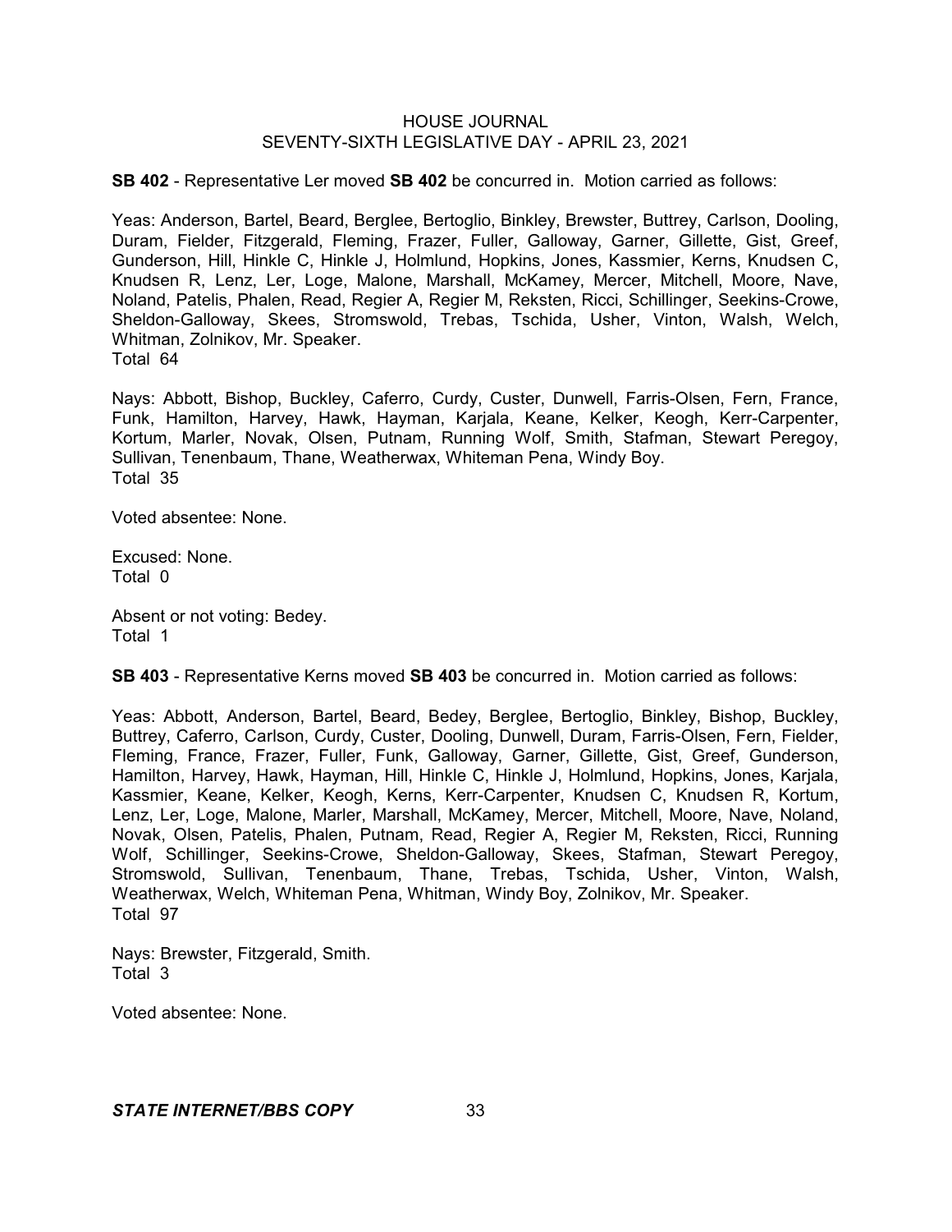**SB 402** - Representative Ler moved **SB 402** be concurred in. Motion carried as follows:

Yeas: Anderson, Bartel, Beard, Berglee, Bertoglio, Binkley, Brewster, Buttrey, Carlson, Dooling, Duram, Fielder, Fitzgerald, Fleming, Frazer, Fuller, Galloway, Garner, Gillette, Gist, Greef, Gunderson, Hill, Hinkle C, Hinkle J, Holmlund, Hopkins, Jones, Kassmier, Kerns, Knudsen C, Knudsen R, Lenz, Ler, Loge, Malone, Marshall, McKamey, Mercer, Mitchell, Moore, Nave, Noland, Patelis, Phalen, Read, Regier A, Regier M, Reksten, Ricci, Schillinger, Seekins-Crowe, Sheldon-Galloway, Skees, Stromswold, Trebas, Tschida, Usher, Vinton, Walsh, Welch, Whitman, Zolnikov, Mr. Speaker.
Total 64

Nays: Abbott, Bishop, Buckley, Caferro, Curdy, Custer, Dunwell, Farris-Olsen, Fern, France, Funk, Hamilton, Harvey, Hawk, Hayman, Karjala, Keane, Kelker, Keogh, Kerr-Carpenter, Kortum, Marler, Novak, Olsen, Putnam, Running Wolf, Smith, Stafman, Stewart Peregoy, Sullivan, Tenenbaum, Thane, Weatherwax, Whiteman Pena, Windy Boy.
Total 35

Voted absentee: None.

Excused: None.
Total 0

Absent or not voting: Bedey.
Total 1

**SB 403** - Representative Kerns moved **SB 403** be concurred in. Motion carried as follows:

Yeas: Abbott, Anderson, Bartel, Beard, Bedey, Berglee, Bertoglio, Binkley, Bishop, Buckley, Buttrey, Caferro, Carlson, Curdy, Custer, Dooling, Dunwell, Duram, Farris-Olsen, Fern, Fielder, Fleming, France, Frazer, Fuller, Funk, Galloway, Garner, Gillette, Gist, Greef, Gunderson, Hamilton, Harvey, Hawk, Hayman, Hill, Hinkle C, Hinkle J, Holmlund, Hopkins, Jones, Karjala, Kassmier, Keane, Kelker, Keogh, Kerns, Kerr-Carpenter, Knudsen C, Knudsen R, Kortum, Lenz, Ler, Loge, Malone, Marler, Marshall, McKamey, Mercer, Mitchell, Moore, Nave, Noland, Novak, Olsen, Patelis, Phalen, Putnam, Read, Regier A, Regier M, Reksten, Ricci, Running Wolf, Schillinger, Seekins-Crowe, Sheldon-Galloway, Skees, Stafman, Stewart Peregoy, Stromswold, Sullivan, Tenenbaum, Thane, Trebas, Tschida, Usher, Vinton, Walsh, Weatherwax, Welch, Whiteman Pena, Whitman, Windy Boy, Zolnikov, Mr. Speaker.
Total 97

Nays: Brewster, Fitzgerald, Smith.
Total 3

Voted absentee: None.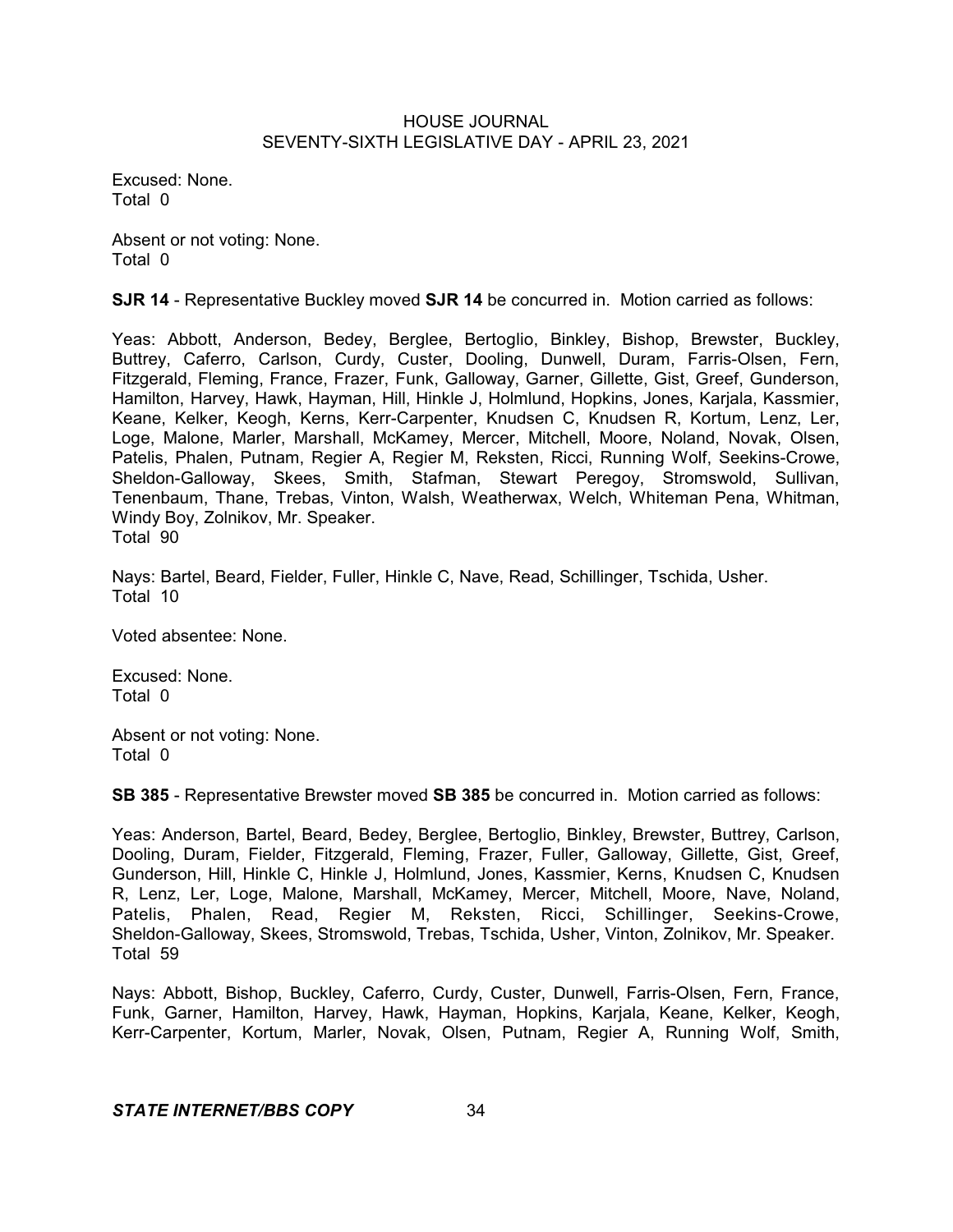Excused: None.
Total 0

Absent or not voting: None.
Total 0

**SJR 14** - Representative Buckley moved **SJR 14** be concurred in. Motion carried as follows:

Yeas: Abbott, Anderson, Bedey, Berglee, Bertoglio, Binkley, Bishop, Brewster, Buckley, Buttrey, Caferro, Carlson, Curdy, Custer, Dooling, Dunwell, Duram, Farris-Olsen, Fern, Fitzgerald, Fleming, France, Frazer, Funk, Galloway, Garner, Gillette, Gist, Greef, Gunderson, Hamilton, Harvey, Hawk, Hayman, Hill, Hinkle J, Holmlund, Hopkins, Jones, Karjala, Kassmier, Keane, Kelker, Keogh, Kerns, Kerr-Carpenter, Knudsen C, Knudsen R, Kortum, Lenz, Ler, Loge, Malone, Marler, Marshall, McKamey, Mercer, Mitchell, Moore, Noland, Novak, Olsen, Patelis, Phalen, Putnam, Regier A, Regier M, Reksten, Ricci, Running Wolf, Seekins-Crowe, Sheldon-Galloway, Skees, Smith, Stafman, Stewart Peregoy, Stromswold, Sullivan, Tenenbaum, Thane, Trebas, Vinton, Walsh, Weatherwax, Welch, Whiteman Pena, Whitman, Windy Boy, Zolnikov, Mr. Speaker.
Total 90

Nays: Bartel, Beard, Fielder, Fuller, Hinkle C, Nave, Read, Schillinger, Tschida, Usher.
Total 10

Voted absentee: None.

Excused: None.
Total 0

Absent or not voting: None.
Total 0

**SB 385** - Representative Brewster moved **SB 385** be concurred in. Motion carried as follows:

Yeas: Anderson, Bartel, Beard, Bedey, Berglee, Bertoglio, Binkley, Brewster, Buttrey, Carlson, Dooling, Duram, Fielder, Fitzgerald, Fleming, Frazer, Fuller, Galloway, Gillette, Gist, Greef, Gunderson, Hill, Hinkle C, Hinkle J, Holmlund, Jones, Kassmier, Kerns, Knudsen C, Knudsen R, Lenz, Ler, Loge, Malone, Marshall, McKamey, Mercer, Mitchell, Moore, Nave, Noland, Patelis, Phalen, Read, Regier M, Reksten, Ricci, Schillinger, Seekins-Crowe, Sheldon-Galloway, Skees, Stromswold, Trebas, Tschida, Usher, Vinton, Zolnikov, Mr. Speaker.
Total 59

Nays: Abbott, Bishop, Buckley, Caferro, Curdy, Custer, Dunwell, Farris-Olsen, Fern, France, Funk, Garner, Hamilton, Harvey, Hawk, Hayman, Hopkins, Karjala, Keane, Kelker, Keogh, Kerr-Carpenter, Kortum, Marler, Novak, Olsen, Putnam, Regier A, Running Wolf, Smith,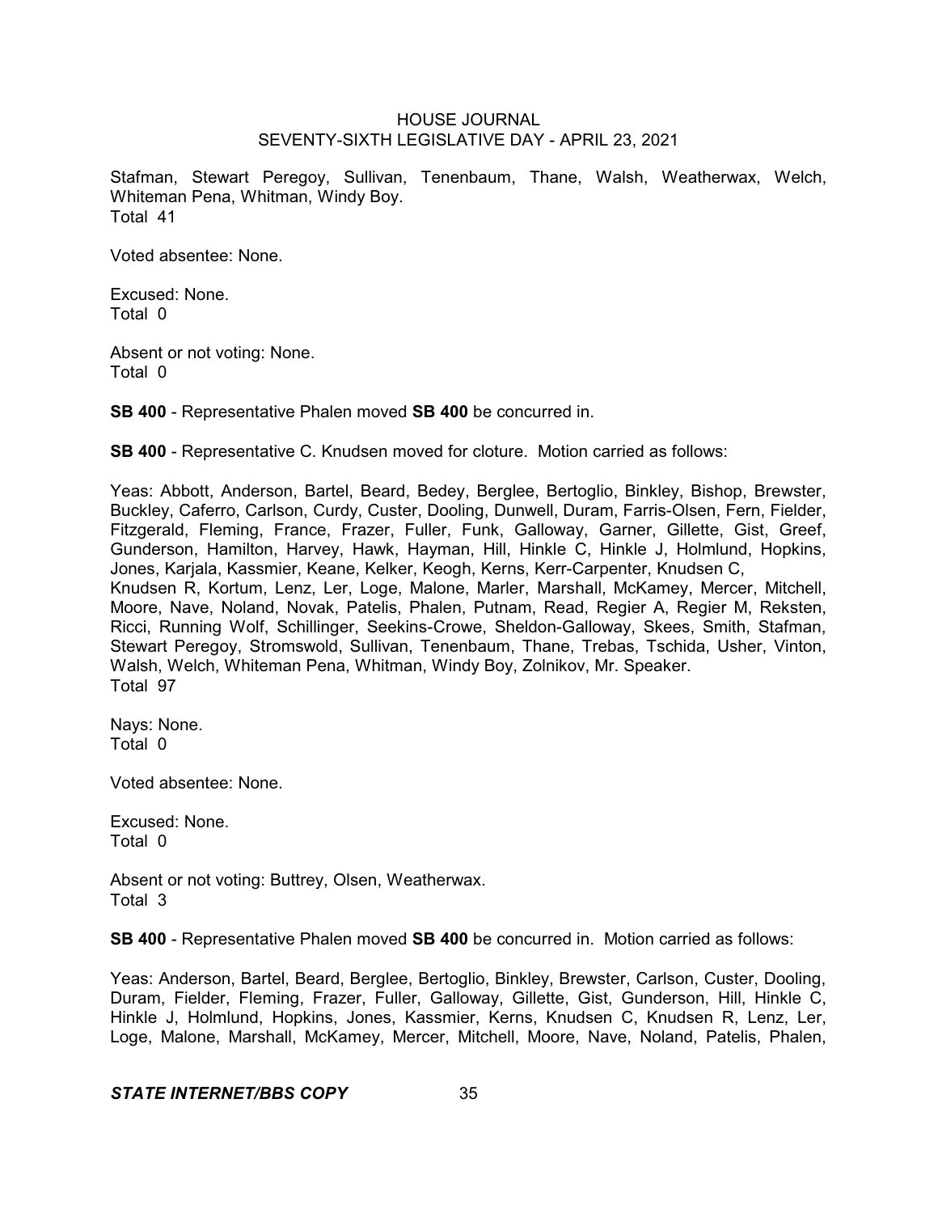Stafman, Stewart Peregoy, Sullivan, Tenenbaum, Thane, Walsh, Weatherwax, Welch, Whiteman Pena, Whitman, Windy Boy.
Total 41

Voted absentee: None.

Excused: None.
Total 0

Absent or not voting: None.
Total 0

**SB 400** - Representative Phalen moved **SB 400** be concurred in.

**SB 400** - Representative C. Knudsen moved for cloture. Motion carried as follows:

Yeas: Abbott, Anderson, Bartel, Beard, Bedey, Berglee, Bertoglio, Binkley, Bishop, Brewster, Buckley, Caferro, Carlson, Curdy, Custer, Dooling, Dunwell, Duram, Farris-Olsen, Fern, Fielder, Fitzgerald, Fleming, France, Frazer, Fuller, Funk, Galloway, Garner, Gillette, Gist, Greef, Gunderson, Hamilton, Harvey, Hawk, Hayman, Hill, Hinkle C, Hinkle J, Holmlund, Hopkins, Jones, Karjala, Kassmier, Keane, Kelker, Keogh, Kerns, Kerr-Carpenter, Knudsen C, Knudsen R, Kortum, Lenz, Ler, Loge, Malone, Marler, Marshall, McKamey, Mercer, Mitchell, Moore, Nave, Noland, Novak, Patelis, Phalen, Putnam, Read, Regier A, Regier M, Reksten, Ricci, Running Wolf, Schillinger, Seekins-Crowe, Sheldon-Galloway, Skees, Smith, Stafman, Stewart Peregoy, Stromswold, Sullivan, Tenenbaum, Thane, Trebas, Tschida, Usher, Vinton, Walsh, Welch, Whiteman Pena, Whitman, Windy Boy, Zolnikov, Mr. Speaker.
Total 97

Nays: None.
Total 0

Voted absentee: None.

Excused: None.
Total 0

Absent or not voting: Buttrey, Olsen, Weatherwax.
Total 3

**SB 400** - Representative Phalen moved **SB 400** be concurred in. Motion carried as follows:

Yeas: Anderson, Bartel, Beard, Berglee, Bertoglio, Binkley, Brewster, Carlson, Custer, Dooling, Duram, Fielder, Fleming, Frazer, Fuller, Galloway, Gillette, Gist, Gunderson, Hill, Hinkle C, Hinkle J, Holmlund, Hopkins, Jones, Kassmier, Kerns, Knudsen C, Knudsen R, Lenz, Ler, Loge, Malone, Marshall, McKamey, Mercer, Mitchell, Moore, Nave, Noland, Patelis, Phalen,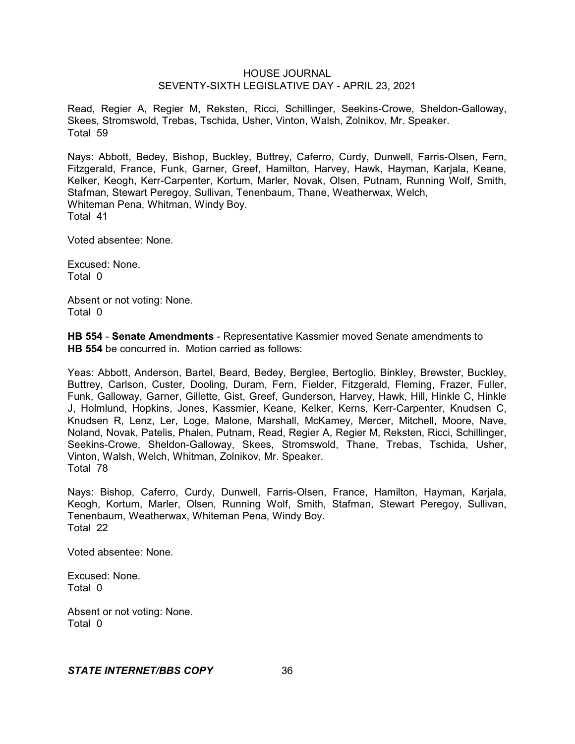Read, Regier A, Regier M, Reksten, Ricci, Schillinger, Seekins-Crowe, Sheldon-Galloway, Skees, Stromswold, Trebas, Tschida, Usher, Vinton, Walsh, Zolnikov, Mr. Speaker.
Total 59

Nays: Abbott, Bedey, Bishop, Buckley, Buttrey, Caferro, Curdy, Dunwell, Farris-Olsen, Fern, Fitzgerald, France, Funk, Garner, Greef, Hamilton, Harvey, Hawk, Hayman, Karjala, Keane, Kelker, Keogh, Kerr-Carpenter, Kortum, Marler, Novak, Olsen, Putnam, Running Wolf, Smith, Stafman, Stewart Peregoy, Sullivan, Tenenbaum, Thane, Weatherwax, Welch, Whiteman Pena, Whitman, Windy Boy.
Total 41

Voted absentee: None.

Excused: None.
Total 0

Absent or not voting: None.
Total 0

**HB 554** - **Senate Amendments** - Representative Kassmier moved Senate amendments to **HB 554** be concurred in. Motion carried as follows:

Yeas: Abbott, Anderson, Bartel, Beard, Bedey, Berglee, Bertoglio, Binkley, Brewster, Buckley, Buttrey, Carlson, Custer, Dooling, Duram, Fern, Fielder, Fitzgerald, Fleming, Frazer, Fuller, Funk, Galloway, Garner, Gillette, Gist, Greef, Gunderson, Harvey, Hawk, Hill, Hinkle C, Hinkle J, Holmlund, Hopkins, Jones, Kassmier, Keane, Kelker, Kerns, Kerr-Carpenter, Knudsen C, Knudsen R, Lenz, Ler, Loge, Malone, Marshall, McKamey, Mercer, Mitchell, Moore, Nave, Noland, Novak, Patelis, Phalen, Putnam, Read, Regier A, Regier M, Reksten, Ricci, Schillinger, Seekins-Crowe, Sheldon-Galloway, Skees, Stromswold, Thane, Trebas, Tschida, Usher, Vinton, Walsh, Welch, Whitman, Zolnikov, Mr. Speaker.
Total 78

Nays: Bishop, Caferro, Curdy, Dunwell, Farris-Olsen, France, Hamilton, Hayman, Karjala, Keogh, Kortum, Marler, Olsen, Running Wolf, Smith, Stafman, Stewart Peregoy, Sullivan, Tenenbaum, Weatherwax, Whiteman Pena, Windy Boy.
Total 22

Voted absentee: None.

Excused: None.
Total 0

Absent or not voting: None.
Total 0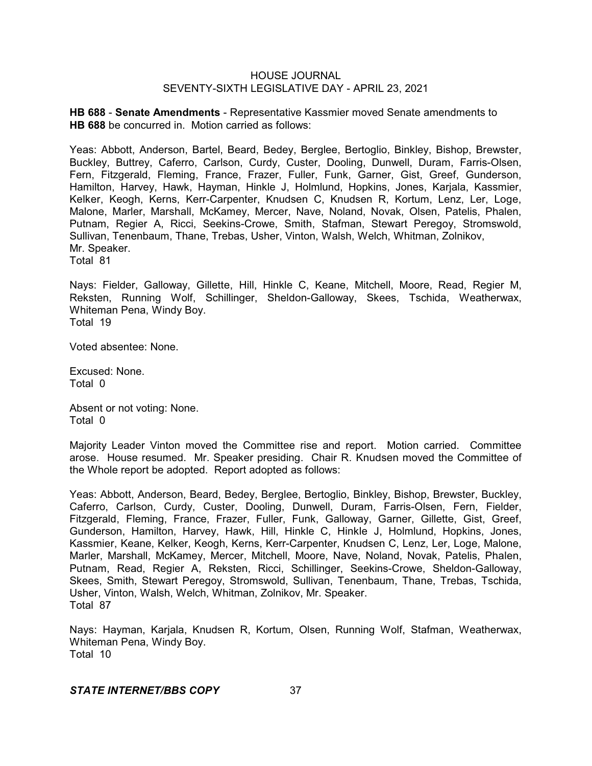**HB 688** - **Senate Amendments** - Representative Kassmier moved Senate amendments to **HB 688** be concurred in. Motion carried as follows:

Yeas: Abbott, Anderson, Bartel, Beard, Bedey, Berglee, Bertoglio, Binkley, Bishop, Brewster, Buckley, Buttrey, Caferro, Carlson, Curdy, Custer, Dooling, Dunwell, Duram, Farris-Olsen, Fern, Fitzgerald, Fleming, France, Frazer, Fuller, Funk, Garner, Gist, Greef, Gunderson, Hamilton, Harvey, Hawk, Hayman, Hinkle J, Holmlund, Hopkins, Jones, Karjala, Kassmier, Kelker, Keogh, Kerns, Kerr-Carpenter, Knudsen C, Knudsen R, Kortum, Lenz, Ler, Loge, Malone, Marler, Marshall, McKamey, Mercer, Nave, Noland, Novak, Olsen, Patelis, Phalen, Putnam, Regier A, Ricci, Seekins-Crowe, Smith, Stafman, Stewart Peregoy, Stromswold, Sullivan, Tenenbaum, Thane, Trebas, Usher, Vinton, Walsh, Welch, Whitman, Zolnikov, Mr. Speaker.
Total 81

Nays: Fielder, Galloway, Gillette, Hill, Hinkle C, Keane, Mitchell, Moore, Read, Regier M, Reksten, Running Wolf, Schillinger, Sheldon-Galloway, Skees, Tschida, Weatherwax, Whiteman Pena, Windy Boy.
Total 19

Voted absentee: None.

Excused: None.
Total 0

Absent or not voting: None.
Total 0

Majority Leader Vinton moved the Committee rise and report. Motion carried. Committee arose. House resumed. Mr. Speaker presiding. Chair R. Knudsen moved the Committee of the Whole report be adopted. Report adopted as follows:

Yeas: Abbott, Anderson, Beard, Bedey, Berglee, Bertoglio, Binkley, Bishop, Brewster, Buckley, Caferro, Carlson, Curdy, Custer, Dooling, Dunwell, Duram, Farris-Olsen, Fern, Fielder, Fitzgerald, Fleming, France, Frazer, Fuller, Funk, Galloway, Garner, Gillette, Gist, Greef, Gunderson, Hamilton, Harvey, Hawk, Hill, Hinkle C, Hinkle J, Holmlund, Hopkins, Jones, Kassmier, Keane, Kelker, Keogh, Kerns, Kerr-Carpenter, Knudsen C, Lenz, Ler, Loge, Malone, Marler, Marshall, McKamey, Mercer, Mitchell, Moore, Nave, Noland, Novak, Patelis, Phalen, Putnam, Read, Regier A, Reksten, Ricci, Schillinger, Seekins-Crowe, Sheldon-Galloway, Skees, Smith, Stewart Peregoy, Stromswold, Sullivan, Tenenbaum, Thane, Trebas, Tschida, Usher, Vinton, Walsh, Welch, Whitman, Zolnikov, Mr. Speaker.
Total 87

Nays: Hayman, Karjala, Knudsen R, Kortum, Olsen, Running Wolf, Stafman, Weatherwax, Whiteman Pena, Windy Boy.
Total 10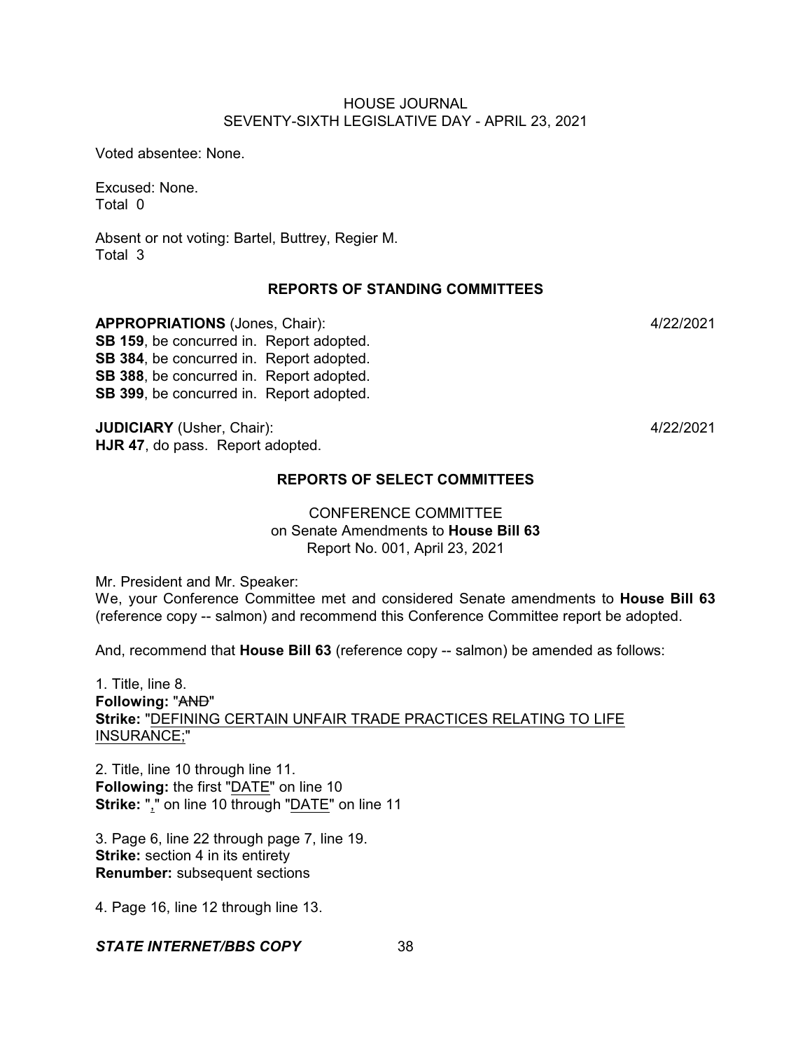Voted absentee: None.

Excused: None.
Total 0

Absent or not voting: Bartel, Buttrey, Regier M.
Total 3

## REPORTS OF STANDING COMMITTEES

**APPROPRIATIONS** (Jones, Chair): 4/22/2021
**SB 159**, be concurred in. Report adopted.
**SB 384**, be concurred in. Report adopted.
**SB 388**, be concurred in. Report adopted.
**SB 399**, be concurred in. Report adopted.

**JUDICIARY** (Usher, Chair): 4/22/2021
**HJR 47**, do pass. Report adopted.

## REPORTS OF SELECT COMMITTEES

CONFERENCE COMMITTEE
on Senate Amendments to **House Bill 63**
Report No. 001, April 23, 2021

Mr. President and Mr. Speaker:
We, your Conference Committee met and considered Senate amendments to **House Bill 63** (reference copy -- salmon) and recommend this Conference Committee report be adopted.

And, recommend that **House Bill 63** (reference copy -- salmon) be amended as follows:

1. Title, line 8.
**Following:** "~~AND~~"
**Strike:** "<u>DEFINING CERTAIN UNFAIR TRADE PRACTICES RELATING TO LIFE INSURANCE;</u>"

2. Title, line 10 through line 11.
**Following:** the first "<u>DATE</u>" on line 10
**Strike:** "<u>,</u>" on line 10 through "<u>DATE</u>" on line 11

3. Page 6, line 22 through page 7, line 19.
**Strike:** section 4 in its entirety
**Renumber:** subsequent sections

4. Page 16, line 12 through line 13.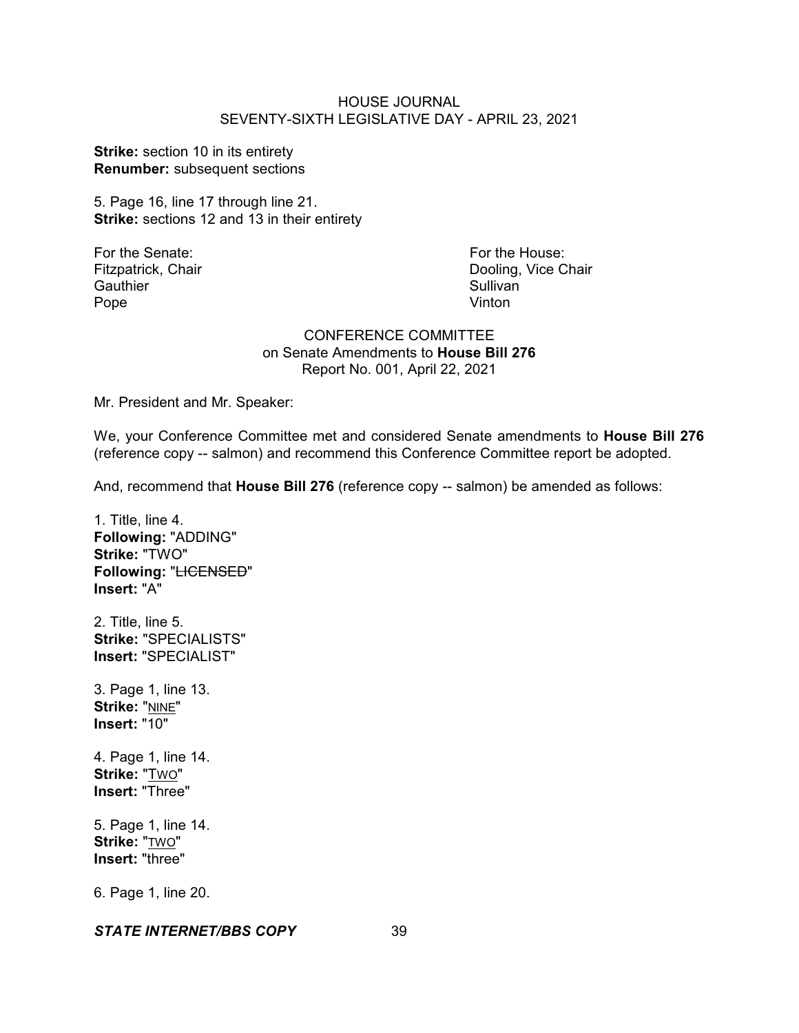**Strike:** section 10 in its entirety
**Renumber:** subsequent sections

5. Page 16, line 17 through line 21.
**Strike:** sections 12 and 13 in their entirety

For the Senate:
Fitzpatrick, Chair
Gauthier
Pope

For the House:
Dooling, Vice Chair
Sullivan
Vinton

CONFERENCE COMMITTEE
on Senate Amendments to **House Bill 276**
Report No. 001, April 22, 2021

Mr. President and Mr. Speaker:

We, your Conference Committee met and considered Senate amendments to **House Bill 276** (reference copy -- salmon) and recommend this Conference Committee report be adopted.

And, recommend that **House Bill 276** (reference copy -- salmon) be amended as follows:

1. Title, line 4.
**Following:** "ADDING"
**Strike:** "TWO"
**Following:** "~~LICENSED~~"
**Insert:** "A"

2. Title, line 5.
**Strike:** "SPECIALISTS"
**Insert:** "SPECIALIST"

3. Page 1, line 13.
**Strike:** "NINE"
**Insert:** "10"

4. Page 1, line 14.
**Strike:** "TWO"
**Insert:** "Three"

5. Page 1, line 14.
**Strike:** "TWO"
**Insert:** "three"

6. Page 1, line 20.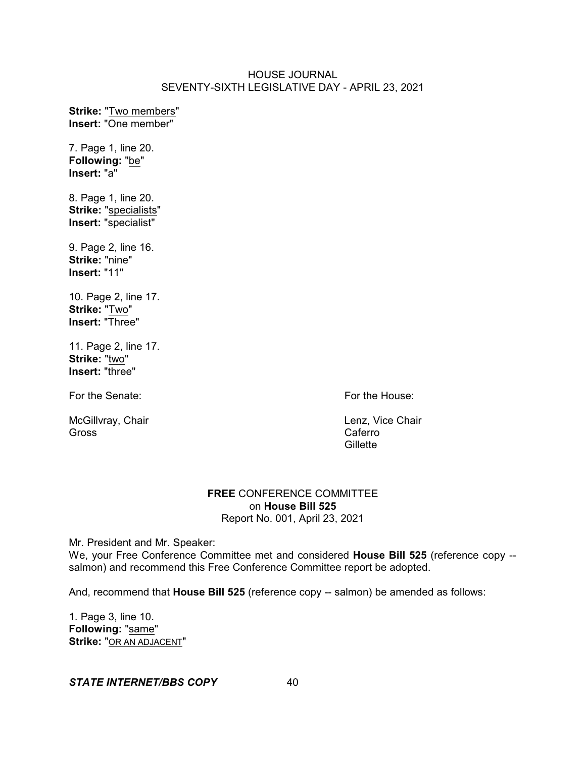**Strike:** "<u>Two members</u>"
**Insert:** "One member"

7. Page 1, line 20.
**Following:** "<u>be</u>"
**Insert:** "a"

8. Page 1, line 20.
**Strike:** "<u>specialists</u>"
**Insert:** "specialist"

9. Page 2, line 16.
**Strike:** "nine"
**Insert:** "11"

10. Page 2, line 17.
**Strike:** "<u>Two</u>"
**Insert:** "Three"

11. Page 2, line 17.
**Strike:** "<u>two</u>"
**Insert:** "three"

For the Senate:

McGillvray, Chair
Gross

For the House:

Lenz, Vice Chair
Caferro
Gillette

**FREE** CONFERENCE COMMITTEE
on **House Bill 525**
Report No. 001, April 23, 2021

Mr. President and Mr. Speaker:
We, your Free Conference Committee met and considered **House Bill 525** (reference copy -- salmon) and recommend this Free Conference Committee report be adopted.

And, recommend that **House Bill 525** (reference copy -- salmon) be amended as follows:

1. Page 3, line 10.
**Following:** "<u>same</u>"
**Strike:** "<u>OR AN ADJACENT</u>"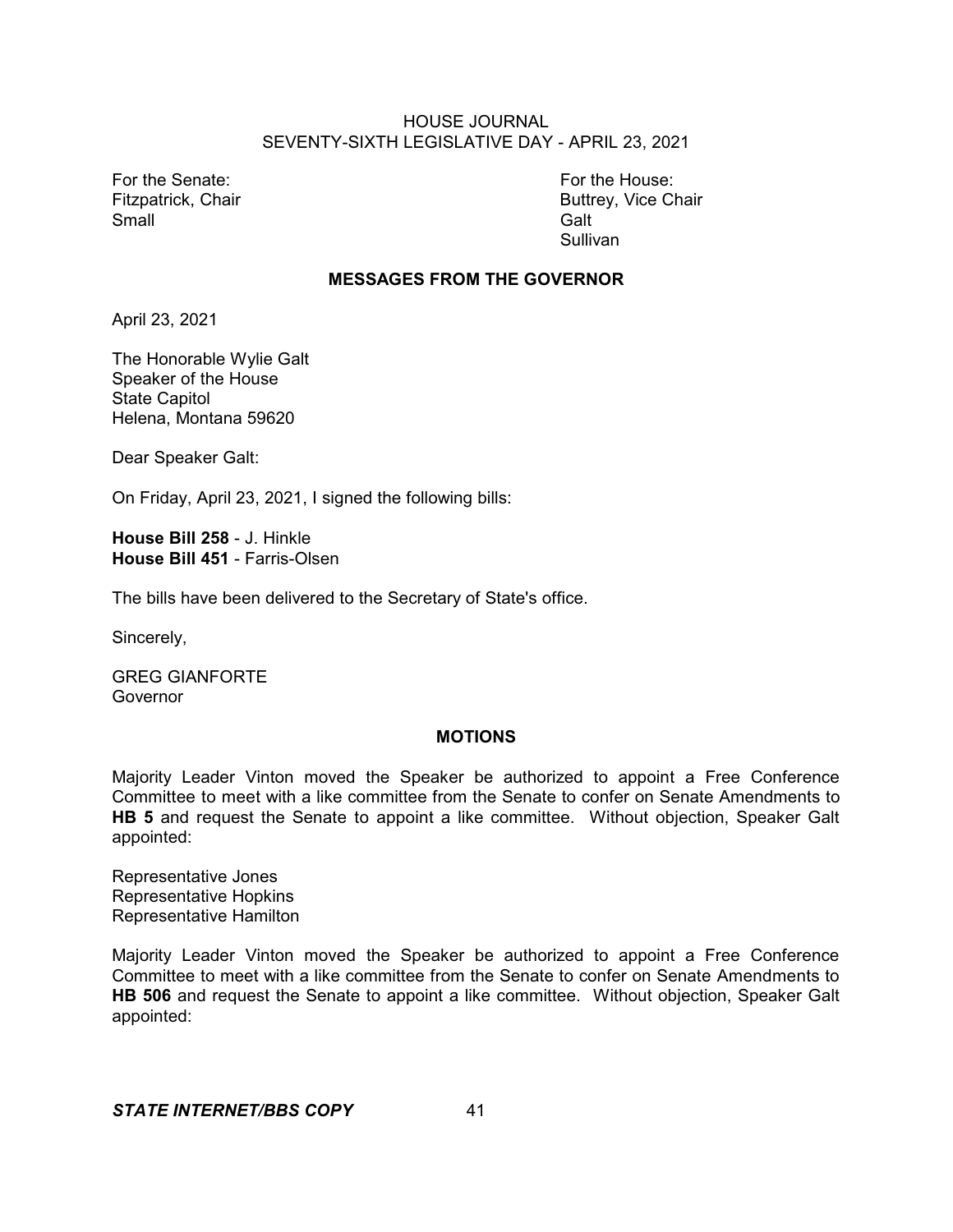For the Senate:
Fitzpatrick, Chair
Small

For the House:
Buttrey, Vice Chair
Galt
Sullivan

## MESSAGES FROM THE GOVERNOR

April 23, 2021

The Honorable Wylie Galt
Speaker of the House
State Capitol
Helena, Montana 59620

Dear Speaker Galt:

On Friday, April 23, 2021, I signed the following bills:

**House Bill 258** - J. Hinkle
**House Bill 451** - Farris-Olsen

The bills have been delivered to the Secretary of State's office.

Sincerely,

GREG GIANFORTE
Governor

## MOTIONS

Majority Leader Vinton moved the Speaker be authorized to appoint a Free Conference Committee to meet with a like committee from the Senate to confer on Senate Amendments to **HB 5** and request the Senate to appoint a like committee. Without objection, Speaker Galt appointed:

Representative Jones
Representative Hopkins
Representative Hamilton

Majority Leader Vinton moved the Speaker be authorized to appoint a Free Conference Committee to meet with a like committee from the Senate to confer on Senate Amendments to **HB 506** and request the Senate to appoint a like committee. Without objection, Speaker Galt appointed: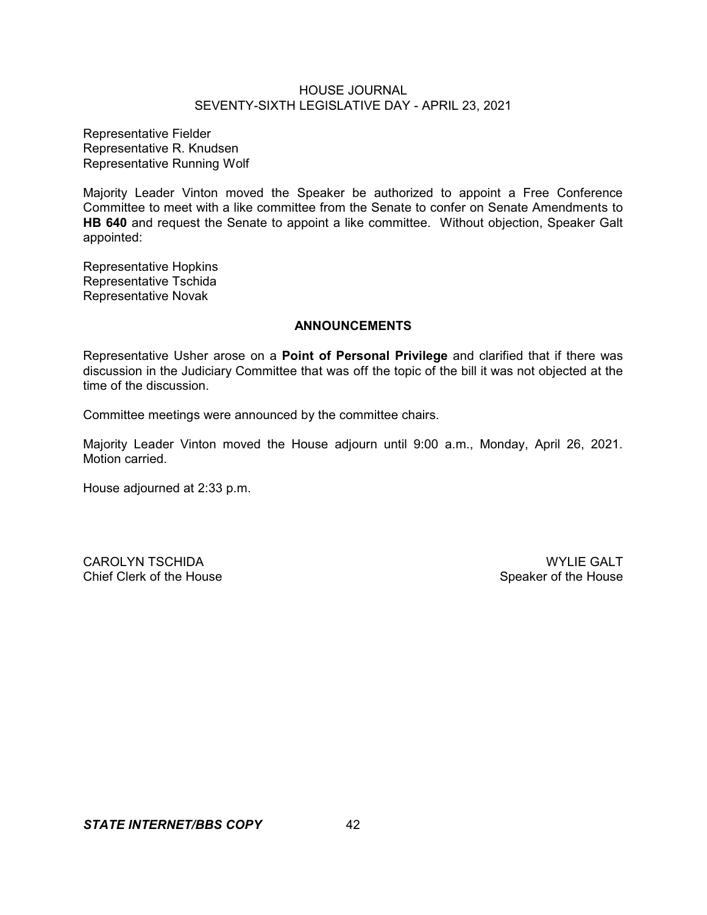Representative Fielder
Representative R. Knudsen
Representative Running Wolf

Majority Leader Vinton moved the Speaker be authorized to appoint a Free Conference Committee to meet with a like committee from the Senate to confer on Senate Amendments to **HB 640** and request the Senate to appoint a like committee. Without objection, Speaker Galt appointed:

Representative Hopkins
Representative Tschida
Representative Novak

## ANNOUNCEMENTS

Representative Usher arose on a **Point of Personal Privilege** and clarified that if there was discussion in the Judiciary Committee that was off the topic of the bill it was not objected at the time of the discussion.

Committee meetings were announced by the committee chairs.

Majority Leader Vinton moved the House adjourn until 9:00 a.m., Monday, April 26, 2021. Motion carried.

House adjourned at 2:33 p.m.

CAROLYN TSCHIDA
Chief Clerk of the House

WYLIE GALT
Speaker of the House